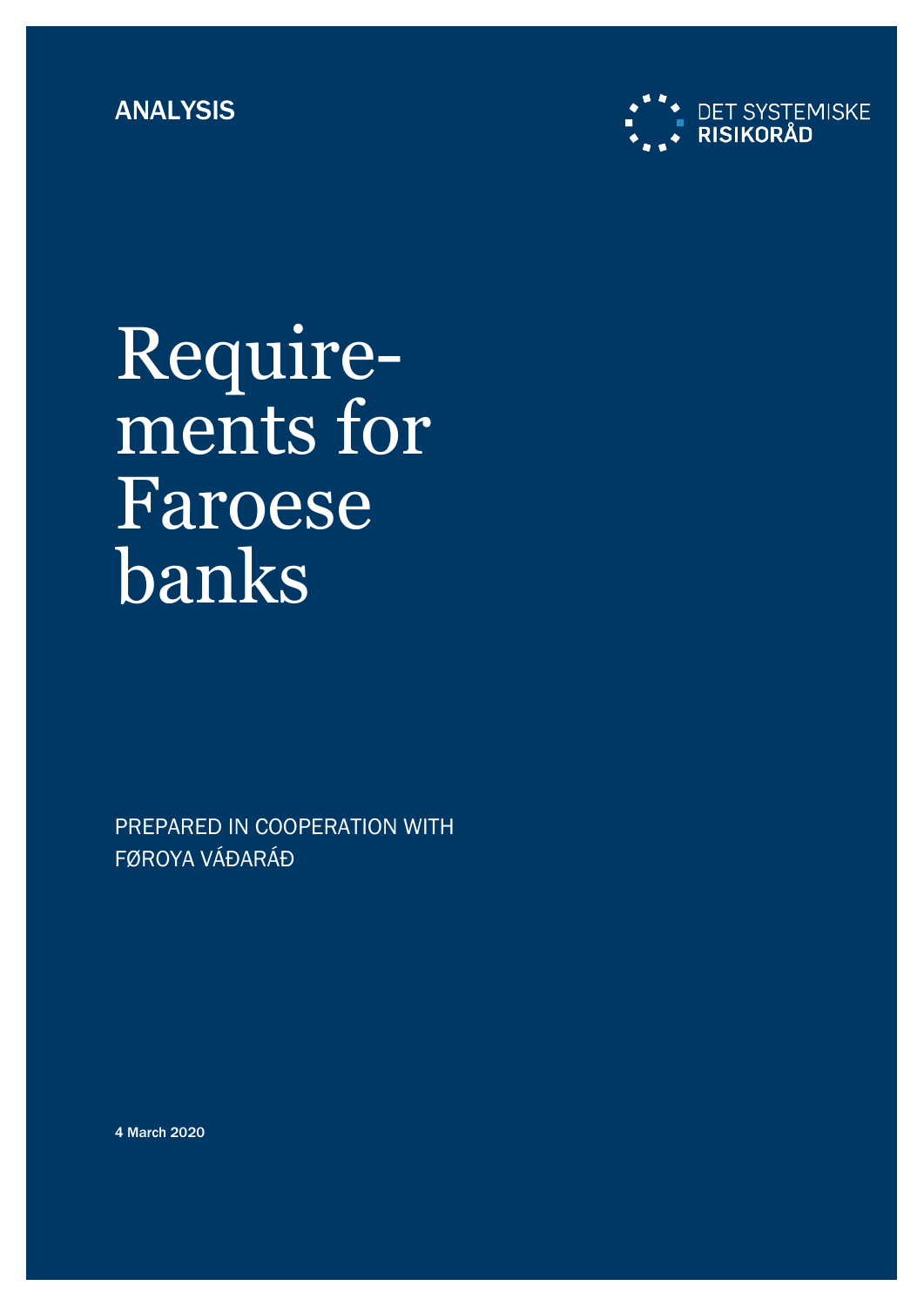ANALYSIS

DET SYSTEMISKE RISIKORÅD

# Requirements for Faroese banks

PREPARED IN COOPERATION WITH FØROYA VÁÐARÁÐ

**4 March 2020**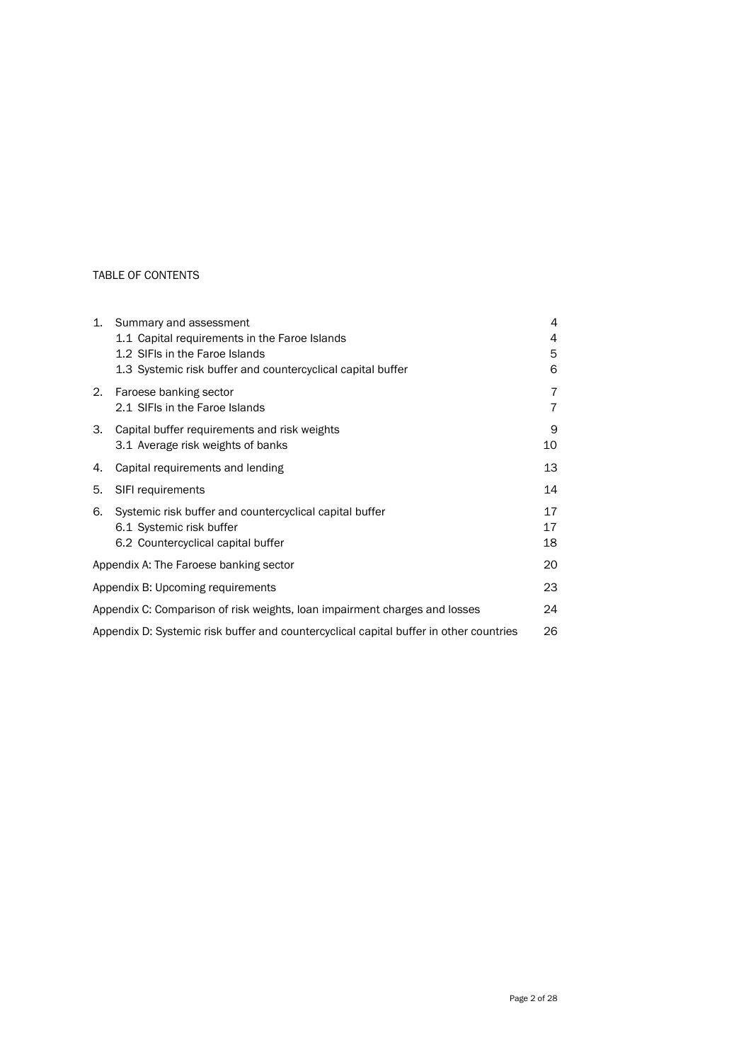TABLE OF CONTENTS

| | | |
|---|---|---|
| 1. | Summary and assessment | 4 |
| | 1.1 Capital requirements in the Faroe Islands | 4 |
| | 1.2 SIFIs in the Faroe Islands | 5 |
| | 1.3 Systemic risk buffer and countercyclical capital buffer | 6 |
| 2. | Faroese banking sector | 7 |
| | 2.1 SIFIs in the Faroe Islands | 7 |
| 3. | Capital buffer requirements and risk weights | 9 |
| | 3.1 Average risk weights of banks | 10 |
| 4. | Capital requirements and lending | 13 |
| 5. | SIFI requirements | 14 |
| 6. | Systemic risk buffer and countercyclical capital buffer | 17 |
| | 6.1 Systemic risk buffer | 17 |
| | 6.2 Countercyclical capital buffer | 18 |
| Appendix A: The Faroese banking sector | | 20 |
| Appendix B: Upcoming requirements | | 23 |
| Appendix C: Comparison of risk weights, loan impairment charges and losses | | 24 |
| Appendix D: Systemic risk buffer and countercyclical capital buffer in other countries | | 26 |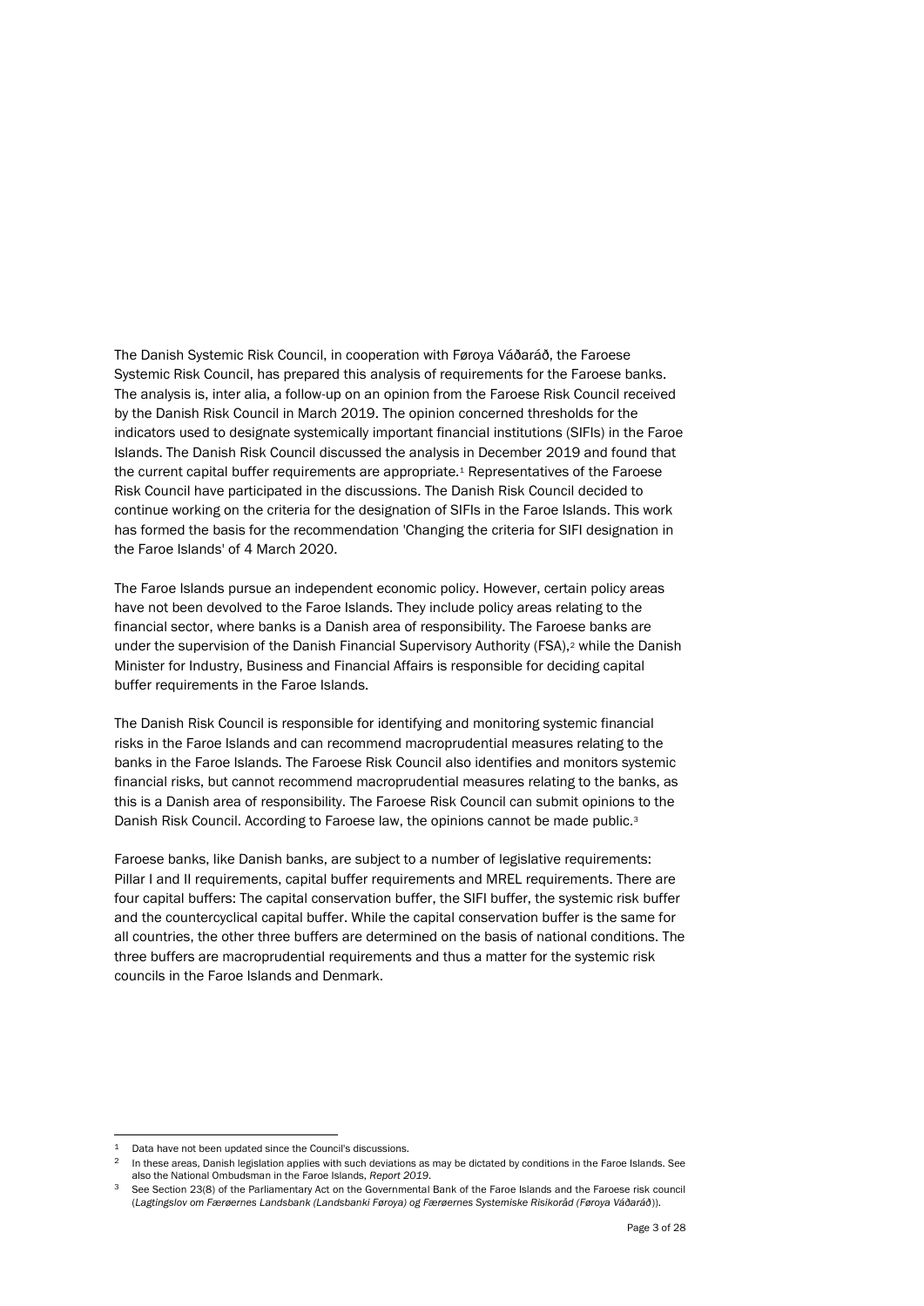The Danish Systemic Risk Council, in cooperation with Føroya Váðaráð, the Faroese Systemic Risk Council, has prepared this analysis of requirements for the Faroese banks. The analysis is, inter alia, a follow-up on an opinion from the Faroese Risk Council received by the Danish Risk Council in March 2019. The opinion concerned thresholds for the indicators used to designate systemically important financial institutions (SIFIs) in the Faroe Islands. The Danish Risk Council discussed the analysis in December 2019 and found that the current capital buffer requirements are appropriate.[1] Representatives of the Faroese Risk Council have participated in the discussions. The Danish Risk Council decided to continue working on the criteria for the designation of SIFIs in the Faroe Islands. This work has formed the basis for the recommendation 'Changing the criteria for SIFI designation in the Faroe Islands' of 4 March 2020.

The Faroe Islands pursue an independent economic policy. However, certain policy areas have not been devolved to the Faroe Islands. They include policy areas relating to the financial sector, where banks is a Danish area of responsibility. The Faroese banks are under the supervision of the Danish Financial Supervisory Authority (FSA),[2] while the Danish Minister for Industry, Business and Financial Affairs is responsible for deciding capital buffer requirements in the Faroe Islands.

The Danish Risk Council is responsible for identifying and monitoring systemic financial risks in the Faroe Islands and can recommend macroprudential measures relating to the banks in the Faroe Islands. The Faroese Risk Council also identifies and monitors systemic financial risks, but cannot recommend macroprudential measures relating to the banks, as this is a Danish area of responsibility. The Faroese Risk Council can submit opinions to the Danish Risk Council. According to Faroese law, the opinions cannot be made public.[3]

Faroese banks, like Danish banks, are subject to a number of legislative requirements: Pillar I and II requirements, capital buffer requirements and MREL requirements. There are four capital buffers: The capital conservation buffer, the SIFI buffer, the systemic risk buffer and the countercyclical capital buffer. While the capital conservation buffer is the same for all countries, the other three buffers are determined on the basis of national conditions. The three buffers are macroprudential requirements and thus a matter for the systemic risk councils in the Faroe Islands and Denmark.

---

[1] Data have not been updated since the Council's discussions.

[2] In these areas, Danish legislation applies with such deviations as may be dictated by conditions in the Faroe Islands. See also the National Ombudsman in the Faroe Islands, *Report 2019*.

[3] See Section 23(8) of the Parliamentary Act on the Governmental Bank of the Faroe Islands and the Faroese risk council (*Lagtingslov om Færøernes Landsbank (Landsbanki Føroya) og Færøernes Systemiske Risikoråd (Føroya Váðaráð)*).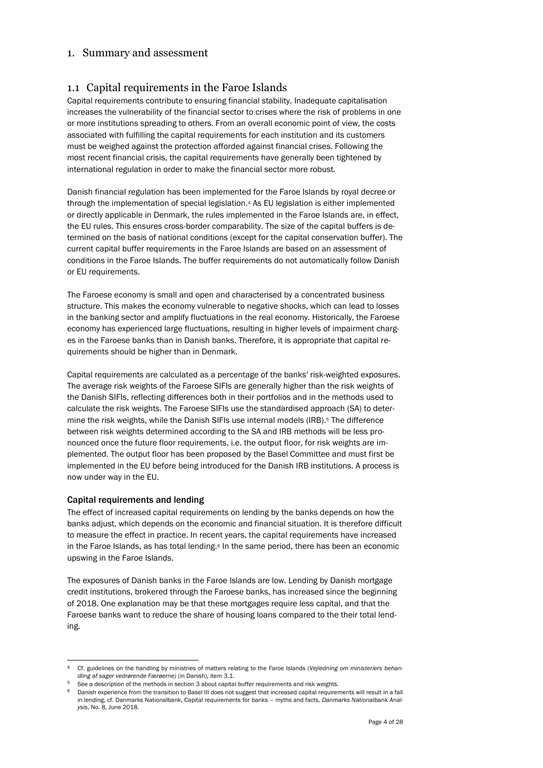# 1. Summary and assessment

## 1.1 Capital requirements in the Faroe Islands

Capital requirements contribute to ensuring financial stability. Inadequate capitalisation increases the vulnerability of the financial sector to crises where the risk of problems in one or more institutions spreading to others. From an overall economic point of view, the costs associated with fulfilling the capital requirements for each institution and its customers must be weighed against the protection afforded against financial crises. Following the most recent financial crisis, the capital requirements have generally been tightened by international regulation in order to make the financial sector more robust.

Danish financial regulation has been implemented for the Faroe Islands by royal decree or through the implementation of special legislation.[4] As EU legislation is either implemented or directly applicable in Denmark, the rules implemented in the Faroe Islands are, in effect, the EU rules. This ensures cross-border comparability. The size of the capital buffers is determined on the basis of national conditions (except for the capital conservation buffer). The current capital buffer requirements in the Faroe Islands are based on an assessment of conditions in the Faroe Islands. The buffer requirements do not automatically follow Danish or EU requirements.

The Faroese economy is small and open and characterised by a concentrated business structure. This makes the economy vulnerable to negative shocks, which can lead to losses in the banking sector and amplify fluctuations in the real economy. Historically, the Faroese economy has experienced large fluctuations, resulting in higher levels of impairment charges in the Faroese banks than in Danish banks. Therefore, it is appropriate that capital requirements should be higher than in Denmark.

Capital requirements are calculated as a percentage of the banks' risk-weighted exposures. The average risk weights of the Faroese SIFIs are generally higher than the risk weights of the Danish SIFIs, reflecting differences both in their portfolios and in the methods used to calculate the risk weights. The Faroese SIFIs use the standardised approach (SA) to determine the risk weights, while the Danish SIFIs use internal models (IRB).[5] The difference between risk weights determined according to the SA and IRB methods will be less pronounced once the future floor requirements, i.e. the output floor, for risk weights are implemented. The output floor has been proposed by the Basel Committee and must first be implemented in the EU before being introduced for the Danish IRB institutions. A process is now under way in the EU.

### Capital requirements and lending

The effect of increased capital requirements on lending by the banks depends on how the banks adjust, which depends on the economic and financial situation. It is therefore difficult to measure the effect in practice. In recent years, the capital requirements have increased in the Faroe Islands, as has total lending.[6] In the same period, there has been an economic upswing in the Faroe Islands.

The exposures of Danish banks in the Faroe Islands are low. Lending by Danish mortgage credit institutions, brokered through the Faroese banks, has increased since the beginning of 2018. One explanation may be that these mortgages require less capital, and that the Faroese banks want to reduce the share of housing loans compared to the their total lending.

---

[4] Cf. guidelines on the handling by ministries of matters relating to the Faroe Islands (*Vejledning om ministeriers behandling af sager vedrørende Færøerne)* (in Danish), item 3.1.

[5] See a description of the methods in section 3 about capital buffer requirements and risk weights.

[6] Danish experience from the transition to Basel III does not suggest that increased capital requirements will result in a fall in lending, cf. Danmarks Nationalbank, Capital requirements for banks – myths and facts, *Danmarks Nationalbank Analysis*, No. 8, June 2018.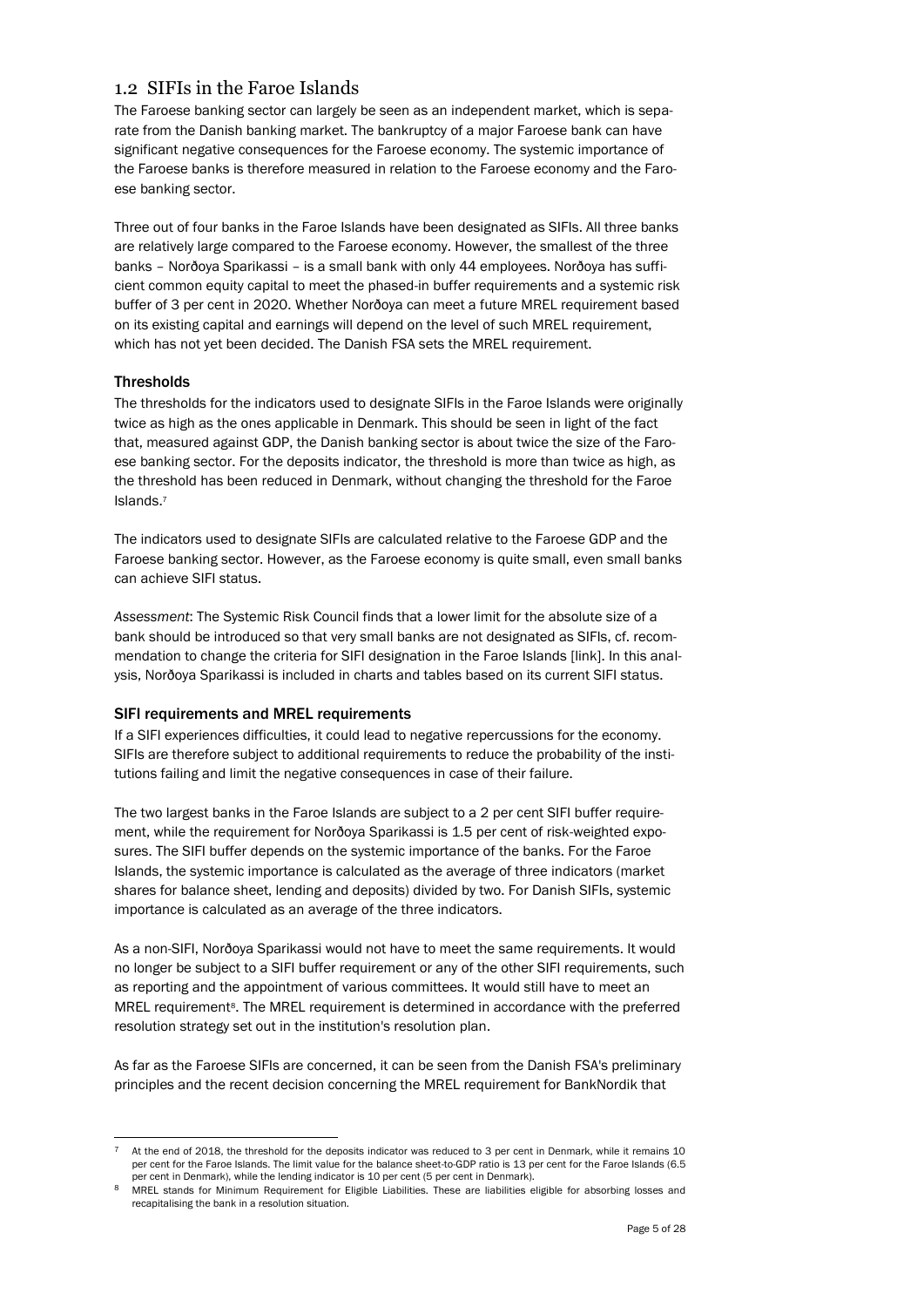## 1.2 SIFIs in the Faroe Islands

The Faroese banking sector can largely be seen as an independent market, which is separate from the Danish banking market. The bankruptcy of a major Faroese bank can have significant negative consequences for the Faroese economy. The systemic importance of the Faroese banks is therefore measured in relation to the Faroese economy and the Faroese banking sector.

Three out of four banks in the Faroe Islands have been designated as SIFIs. All three banks are relatively large compared to the Faroese economy. However, the smallest of the three banks – Norðoya Sparikassi – is a small bank with only 44 employees. Norðoya has sufficient common equity capital to meet the phased-in buffer requirements and a systemic risk buffer of 3 per cent in 2020. Whether Norðoya can meet a future MREL requirement based on its existing capital and earnings will depend on the level of such MREL requirement, which has not yet been decided. The Danish FSA sets the MREL requirement.

### Thresholds

The thresholds for the indicators used to designate SIFIs in the Faroe Islands were originally twice as high as the ones applicable in Denmark. This should be seen in light of the fact that, measured against GDP, the Danish banking sector is about twice the size of the Faroese banking sector. For the deposits indicator, the threshold is more than twice as high, as the threshold has been reduced in Denmark, without changing the threshold for the Faroe Islands.[7]

The indicators used to designate SIFIs are calculated relative to the Faroese GDP and the Faroese banking sector. However, as the Faroese economy is quite small, even small banks can achieve SIFI status.

*Assessment*: The Systemic Risk Council finds that a lower limit for the absolute size of a bank should be introduced so that very small banks are not designated as SIFIs, cf. recommendation to change the criteria for SIFI designation in the Faroe Islands [link]. In this analysis, Norðoya Sparikassi is included in charts and tables based on its current SIFI status.

### SIFI requirements and MREL requirements

If a SIFI experiences difficulties, it could lead to negative repercussions for the economy. SIFIs are therefore subject to additional requirements to reduce the probability of the institutions failing and limit the negative consequences in case of their failure.

The two largest banks in the Faroe Islands are subject to a 2 per cent SIFI buffer requirement, while the requirement for Norðoya Sparikassi is 1.5 per cent of risk-weighted exposures. The SIFI buffer depends on the systemic importance of the banks. For the Faroe Islands, the systemic importance is calculated as the average of three indicators (market shares for balance sheet, lending and deposits) divided by two. For Danish SIFIs, systemic importance is calculated as an average of the three indicators.

As a non-SIFI, Norðoya Sparikassi would not have to meet the same requirements. It would no longer be subject to a SIFI buffer requirement or any of the other SIFI requirements, such as reporting and the appointment of various committees. It would still have to meet an MREL requirement[8]. The MREL requirement is determined in accordance with the preferred resolution strategy set out in the institution's resolution plan.

As far as the Faroese SIFIs are concerned, it can be seen from the Danish FSA's preliminary principles and the recent decision concerning the MREL requirement for BankNordik that

---

[7] At the end of 2018, the threshold for the deposits indicator was reduced to 3 per cent in Denmark, while it remains 10 per cent for the Faroe Islands. The limit value for the balance sheet-to-GDP ratio is 13 per cent for the Faroe Islands (6.5 per cent in Denmark), while the lending indicator is 10 per cent (5 per cent in Denmark).

[8] MREL stands for Minimum Requirement for Eligible Liabilities. These are liabilities eligible for absorbing losses and recapitalising the bank in a resolution situation.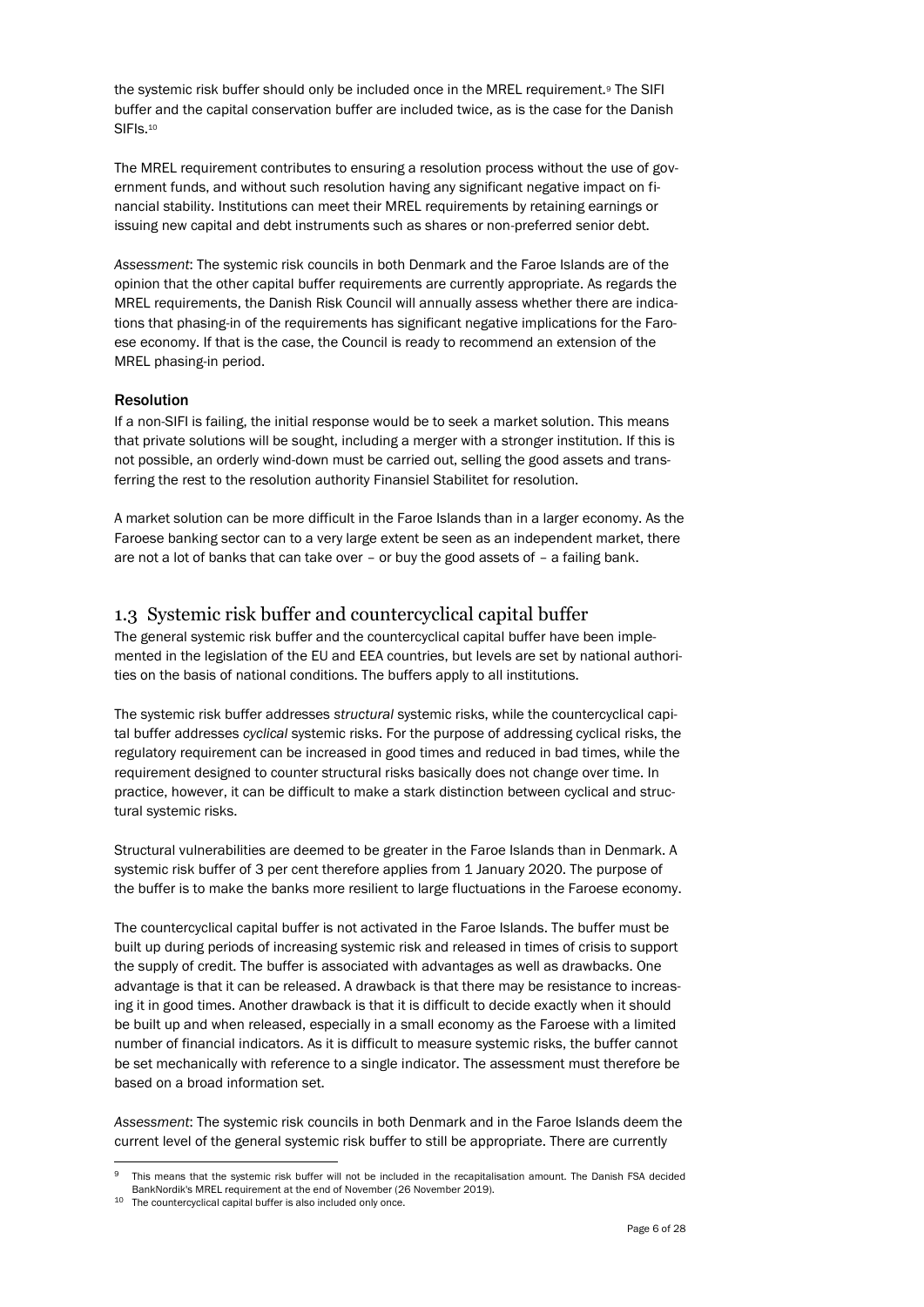the systemic risk buffer should only be included once in the MREL requirement.[9] The SIFI buffer and the capital conservation buffer are included twice, as is the case for the Danish SIFIs.[10]

The MREL requirement contributes to ensuring a resolution process without the use of government funds, and without such resolution having any significant negative impact on financial stability. Institutions can meet their MREL requirements by retaining earnings or issuing new capital and debt instruments such as shares or non-preferred senior debt.

*Assessment*: The systemic risk councils in both Denmark and the Faroe Islands are of the opinion that the other capital buffer requirements are currently appropriate. As regards the MREL requirements, the Danish Risk Council will annually assess whether there are indications that phasing-in of the requirements has significant negative implications for the Faroese economy. If that is the case, the Council is ready to recommend an extension of the MREL phasing-in period.

**Resolution**

If a non-SIFI is failing, the initial response would be to seek a market solution. This means that private solutions will be sought, including a merger with a stronger institution. If this is not possible, an orderly wind-down must be carried out, selling the good assets and transferring the rest to the resolution authority Finansiel Stabilitet for resolution.

A market solution can be more difficult in the Faroe Islands than in a larger economy. As the Faroese banking sector can to a very large extent be seen as an independent market, there are not a lot of banks that can take over – or buy the good assets of – a failing bank.

## 1.3 Systemic risk buffer and countercyclical capital buffer

The general systemic risk buffer and the countercyclical capital buffer have been implemented in the legislation of the EU and EEA countries, but levels are set by national authorities on the basis of national conditions. The buffers apply to all institutions.

The systemic risk buffer addresses *structural* systemic risks, while the countercyclical capital buffer addresses *cyclical* systemic risks. For the purpose of addressing cyclical risks, the regulatory requirement can be increased in good times and reduced in bad times, while the requirement designed to counter structural risks basically does not change over time. In practice, however, it can be difficult to make a stark distinction between cyclical and structural systemic risks.

Structural vulnerabilities are deemed to be greater in the Faroe Islands than in Denmark. A systemic risk buffer of 3 per cent therefore applies from 1 January 2020. The purpose of the buffer is to make the banks more resilient to large fluctuations in the Faroese economy.

The countercyclical capital buffer is not activated in the Faroe Islands. The buffer must be built up during periods of increasing systemic risk and released in times of crisis to support the supply of credit. The buffer is associated with advantages as well as drawbacks. One advantage is that it can be released. A drawback is that there may be resistance to increasing it in good times. Another drawback is that it is difficult to decide exactly when it should be built up and when released, especially in a small economy as the Faroese with a limited number of financial indicators. As it is difficult to measure systemic risks, the buffer cannot be set mechanically with reference to a single indicator. The assessment must therefore be based on a broad information set.

*Assessment*: The systemic risk councils in both Denmark and in the Faroe Islands deem the current level of the general systemic risk buffer to still be appropriate. There are currently

[9] This means that the systemic risk buffer will not be included in the recapitalisation amount. The Danish FSA decided BankNordik's MREL requirement at the end of November (26 November 2019).

[10] The countercyclical capital buffer is also included only once.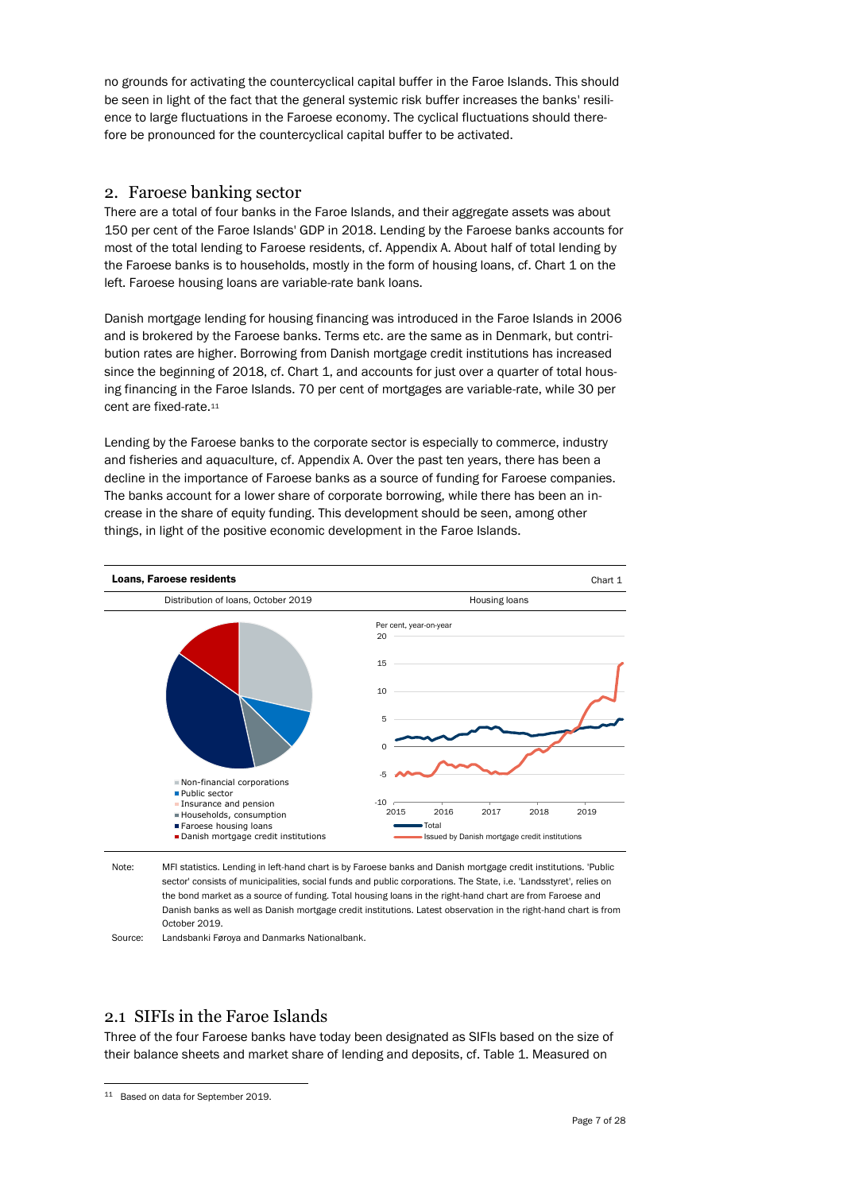no grounds for activating the countercyclical capital buffer in the Faroe Islands. This should be seen in light of the fact that the general systemic risk buffer increases the banks' resilience to large fluctuations in the Faroese economy. The cyclical fluctuations should therefore be pronounced for the countercyclical capital buffer to be activated.

## 2. Faroese banking sector

There are a total of four banks in the Faroe Islands, and their aggregate assets was about 150 per cent of the Faroe Islands' GDP in 2018. Lending by the Faroese banks accounts for most of the total lending to Faroese residents, cf. Appendix A. About half of total lending by the Faroese banks is to households, mostly in the form of housing loans, cf. Chart 1 on the left. Faroese housing loans are variable-rate bank loans.

Danish mortgage lending for housing financing was introduced in the Faroe Islands in 2006 and is brokered by the Faroese banks. Terms etc. are the same as in Denmark, but contribution rates are higher. Borrowing from Danish mortgage credit institutions has increased since the beginning of 2018, cf. Chart 1, and accounts for just over a quarter of total housing financing in the Faroe Islands. 70 per cent of mortgages are variable-rate, while 30 per cent are fixed-rate.[11]

Lending by the Faroese banks to the corporate sector is especially to commerce, industry and fisheries and aquaculture, cf. Appendix A. Over the past ten years, there has been a decline in the importance of Faroese banks as a source of funding for Faroese companies. The banks account for a lower share of corporate borrowing, while there has been an increase in the share of equity funding. This development should be seen, among other things, in light of the positive economic development in the Faroe Islands.

**Loans, Faroese residents** Chart 1

Distribution of loans, October 2019 | Housing loans

- Non-financial corporations
- Public sector
- Insurance and pension
- Households, consumption
- Faroese housing loans
- Danish mortgage credit institutions

Per cent, year-on-year

- Total
- Issued by Danish mortgage credit institutions

Note: MFI statistics. Lending in left-hand chart is by Faroese banks and Danish mortgage credit institutions. 'Public sector' consists of municipalities, social funds and public corporations. The State, i.e. 'Landsstyret', relies on the bond market as a source of funding. Total housing loans in the right-hand chart are from Faroese and Danish banks as well as Danish mortgage credit institutions. Latest observation in the right-hand chart is from October 2019.

Source: Landsbanki Føroya and Danmarks Nationalbank.

### 2.1 SIFIs in the Faroe Islands

Three of the four Faroese banks have today been designated as SIFIs based on the size of their balance sheets and market share of lending and deposits, cf. Table 1. Measured on

[11] Based on data for September 2019.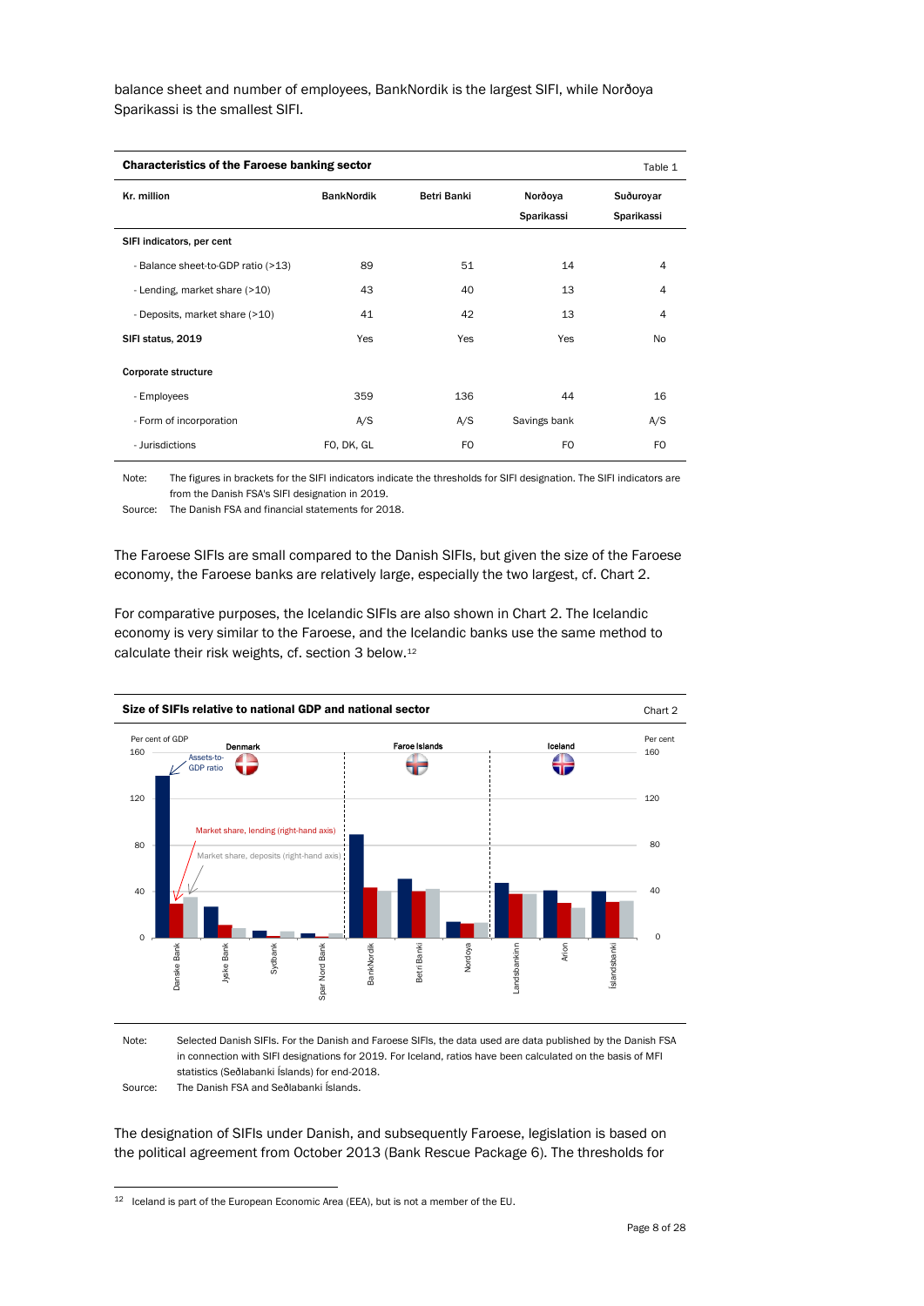balance sheet and number of employees, BankNordik is the largest SIFI, while Norðoya Sparikassi is the smallest SIFI.

**Characteristics of the Faroese banking sector** — Table 1

| Kr. million | BankNordik | Betri Banki | Norðoya Sparikassi | Suðuroyar Sparikassi |
|---|---|---|---|---|
| **SIFI indicators, per cent** | | | | |
| - Balance sheet-to-GDP ratio (>13) | 89 | 51 | 14 | 4 |
| - Lending, market share (>10) | 43 | 40 | 13 | 4 |
| - Deposits, market share (>10) | 41 | 42 | 13 | 4 |
| **SIFI status, 2019** | Yes | Yes | Yes | No |
| **Corporate structure** | | | | |
| - Employees | 359 | 136 | 44 | 16 |
| - Form of incorporation | A/S | A/S | Savings bank | A/S |
| - Jurisdictions | FO, DK, GL | FO | FO | FO |

Note: The figures in brackets for the SIFI indicators indicate the thresholds for SIFI designation. The SIFI indicators are from the Danish FSA's SIFI designation in 2019.

Source: The Danish FSA and financial statements for 2018.

The Faroese SIFIs are small compared to the Danish SIFIs, but given the size of the Faroese economy, the Faroese banks are relatively large, especially the two largest, cf. Chart 2.

For comparative purposes, the Icelandic SIFIs are also shown in Chart 2. The Icelandic economy is very similar to the Faroese, and the Icelandic banks use the same method to calculate their risk weights, cf. section 3 below.[12]

**Size of SIFIs relative to national GDP and national sector** — Chart 2

Note: Selected Danish SIFIs. For the Danish and Faroese SIFIs, the data used are data published by the Danish FSA in connection with SIFI designations for 2019. For Iceland, ratios have been calculated on the basis of MFI statistics (Seðlabanki Íslands) for end-2018.

Source: The Danish FSA and Seðlabanki Íslands.

The designation of SIFIs under Danish, and subsequently Faroese, legislation is based on the political agreement from October 2013 (Bank Rescue Package 6). The thresholds for

[12] Iceland is part of the European Economic Area (EEA), but is not a member of the EU.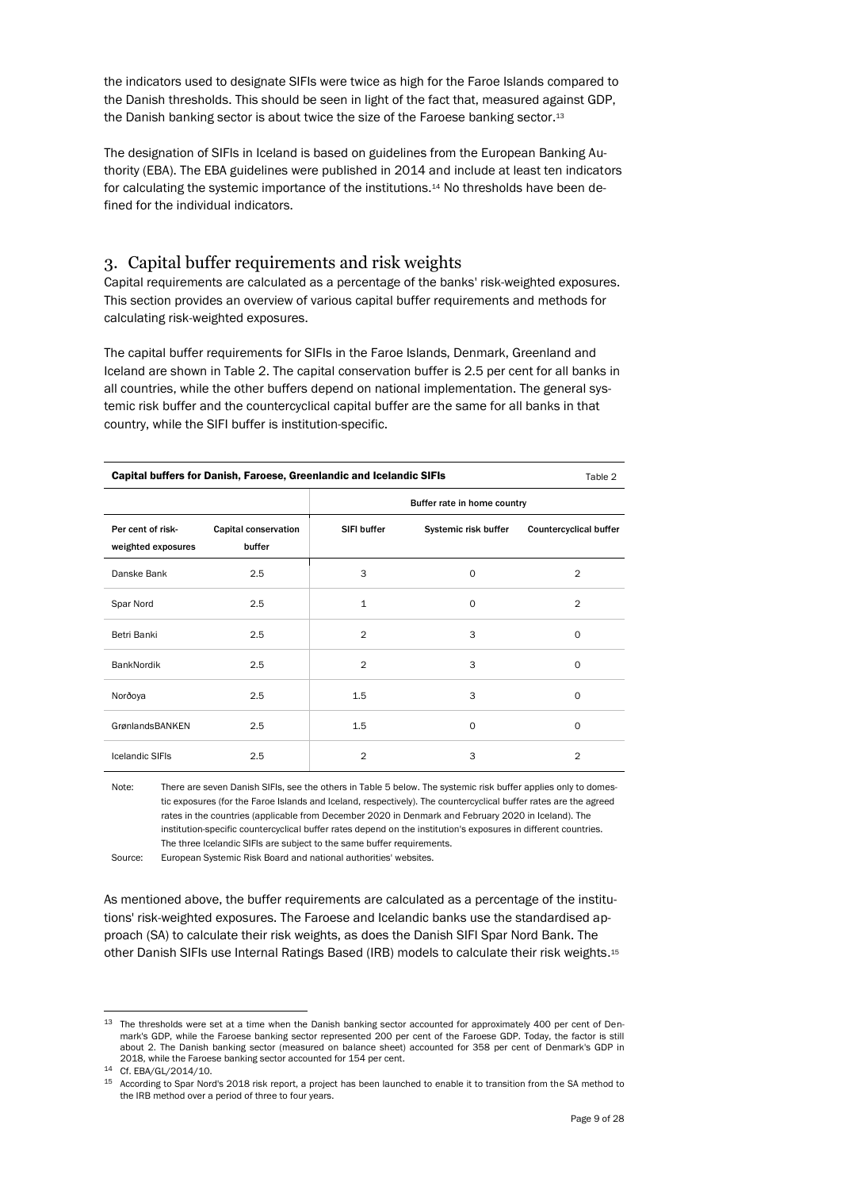the indicators used to designate SIFIs were twice as high for the Faroe Islands compared to the Danish thresholds. This should be seen in light of the fact that, measured against GDP, the Danish banking sector is about twice the size of the Faroese banking sector.[13]

The designation of SIFIs in Iceland is based on guidelines from the European Banking Authority (EBA). The EBA guidelines were published in 2014 and include at least ten indicators for calculating the systemic importance of the institutions.[14] No thresholds have been defined for the individual indicators.

## 3. Capital buffer requirements and risk weights

Capital requirements are calculated as a percentage of the banks' risk-weighted exposures. This section provides an overview of various capital buffer requirements and methods for calculating risk-weighted exposures.

The capital buffer requirements for SIFIs in the Faroe Islands, Denmark, Greenland and Iceland are shown in Table 2. The capital conservation buffer is 2.5 per cent for all banks in all countries, while the other buffers depend on national implementation. The general systemic risk buffer and the countercyclical capital buffer are the same for all banks in that country, while the SIFI buffer is institution-specific.

**Capital buffers for Danish, Faroese, Greenlandic and Icelandic SIFIs** — Table 2

| | | Buffer rate in home country | | |
|---|---|---|---|---|
| Per cent of risk-weighted exposures | Capital conservation buffer | SIFI buffer | Systemic risk buffer | Countercyclical buffer |
| Danske Bank | 2.5 | 3 | 0 | 2 |
| Spar Nord | 2.5 | 1 | 0 | 2 |
| Betri Banki | 2.5 | 2 | 3 | 0 |
| BankNordik | 2.5 | 2 | 3 | 0 |
| Norðoya | 2.5 | 1.5 | 3 | 0 |
| GrønlandsBANKEN | 2.5 | 1.5 | 0 | 0 |
| Icelandic SIFIs | 2.5 | 2 | 3 | 2 |

Note: There are seven Danish SIFIs, see the others in Table 5 below. The systemic risk buffer applies only to domestic exposures (for the Faroe Islands and Iceland, respectively). The countercyclical buffer rates are the agreed rates in the countries (applicable from December 2020 in Denmark and February 2020 in Iceland). The institution-specific countercyclical buffer rates depend on the institution's exposures in different countries. The three Icelandic SIFIs are subject to the same buffer requirements.

Source: European Systemic Risk Board and national authorities' websites.

As mentioned above, the buffer requirements are calculated as a percentage of the institutions' risk-weighted exposures. The Faroese and Icelandic banks use the standardised approach (SA) to calculate their risk weights, as does the Danish SIFI Spar Nord Bank. The other Danish SIFIs use Internal Ratings Based (IRB) models to calculate their risk weights.[15]

---

[13] The thresholds were set at a time when the Danish banking sector accounted for approximately 400 per cent of Denmark's GDP, while the Faroese banking sector represented 200 per cent of the Faroese GDP. Today, the factor is still about 2. The Danish banking sector (measured on balance sheet) accounted for 358 per cent of Denmark's GDP in 2018, while the Faroese banking sector accounted for 154 per cent.

[14] Cf. EBA/GL/2014/10.

[15] According to Spar Nord's 2018 risk report, a project has been launched to enable it to transition from the SA method to the IRB method over a period of three to four years.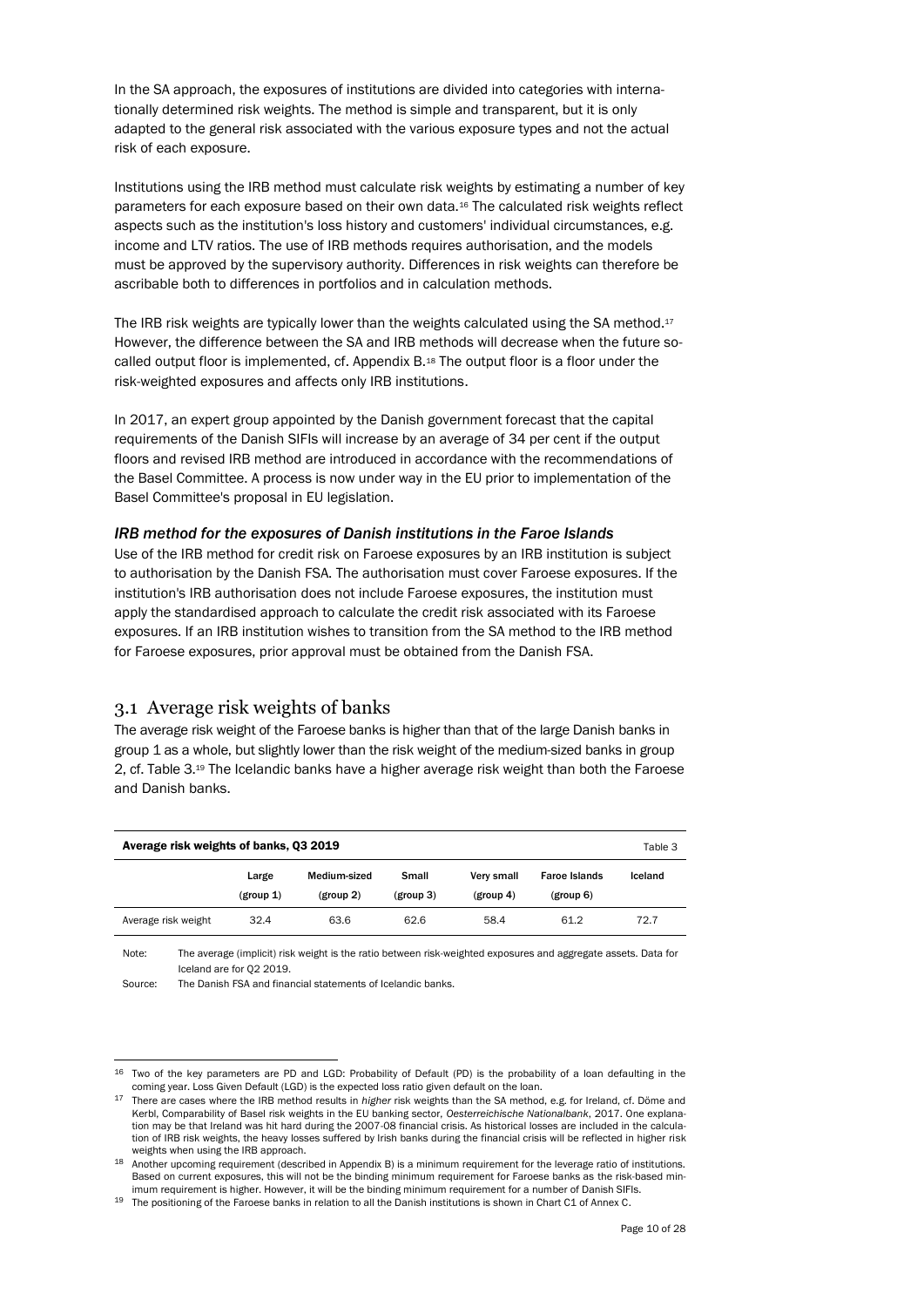In the SA approach, the exposures of institutions are divided into categories with internationally determined risk weights. The method is simple and transparent, but it is only adapted to the general risk associated with the various exposure types and not the actual risk of each exposure.

Institutions using the IRB method must calculate risk weights by estimating a number of key parameters for each exposure based on their own data.[16] The calculated risk weights reflect aspects such as the institution's loss history and customers' individual circumstances, e.g. income and LTV ratios. The use of IRB methods requires authorisation, and the models must be approved by the supervisory authority. Differences in risk weights can therefore be ascribable both to differences in portfolios and in calculation methods.

The IRB risk weights are typically lower than the weights calculated using the SA method.[17] However, the difference between the SA and IRB methods will decrease when the future so-called output floor is implemented, cf. Appendix B.[18] The output floor is a floor under the risk-weighted exposures and affects only IRB institutions.

In 2017, an expert group appointed by the Danish government forecast that the capital requirements of the Danish SIFIs will increase by an average of 34 per cent if the output floors and revised IRB method are introduced in accordance with the recommendations of the Basel Committee. A process is now under way in the EU prior to implementation of the Basel Committee's proposal in EU legislation.

### *IRB method for the exposures of Danish institutions in the Faroe Islands*

Use of the IRB method for credit risk on Faroese exposures by an IRB institution is subject to authorisation by the Danish FSA. The authorisation must cover Faroese exposures. If the institution's IRB authorisation does not include Faroese exposures, the institution must apply the standardised approach to calculate the credit risk associated with its Faroese exposures. If an IRB institution wishes to transition from the SA method to the IRB method for Faroese exposures, prior approval must be obtained from the Danish FSA.

## 3.1 Average risk weights of banks

The average risk weight of the Faroese banks is higher than that of the large Danish banks in group 1 as a whole, but slightly lower than the risk weight of the medium-sized banks in group 2, cf. Table 3.[19] The Icelandic banks have a higher average risk weight than both the Faroese and Danish banks.

**Average risk weights of banks, Q3 2019** — Table 3

| | Large (group 1) | Medium-sized (group 2) | Small (group 3) | Very small (group 4) | Faroe Islands (group 6) | Iceland |
|---|---|---|---|---|---|---|
| Average risk weight | 32.4 | 63.6 | 62.6 | 58.4 | 61.2 | 72.7 |

Note: The average (implicit) risk weight is the ratio between risk-weighted exposures and aggregate assets. Data for Iceland are for Q2 2019.

Source: The Danish FSA and financial statements of Icelandic banks.

---

[16] Two of the key parameters are PD and LGD: Probability of Default (PD) is the probability of a loan defaulting in the coming year. Loss Given Default (LGD) is the expected loss ratio given default on the loan.

[17] There are cases where the IRB method results in *higher* risk weights than the SA method, e.g. for Ireland, cf. Döme and Kerbl, Comparability of Basel risk weights in the EU banking sector, *Oesterreichische Nationalbank*, 2017. One explanation may be that Ireland was hit hard during the 2007-08 financial crisis. As historical losses are included in the calculation of IRB risk weights, the heavy losses suffered by Irish banks during the financial crisis will be reflected in higher risk weights when using the IRB approach.

[18] Another upcoming requirement (described in Appendix B) is a minimum requirement for the leverage ratio of institutions. Based on current exposures, this will not be the binding minimum requirement for Faroese banks as the risk-based minimum requirement is higher. However, it will be the binding minimum requirement for a number of Danish SIFIs.

[19] The positioning of the Faroese banks in relation to all the Danish institutions is shown in Chart C1 of Annex C.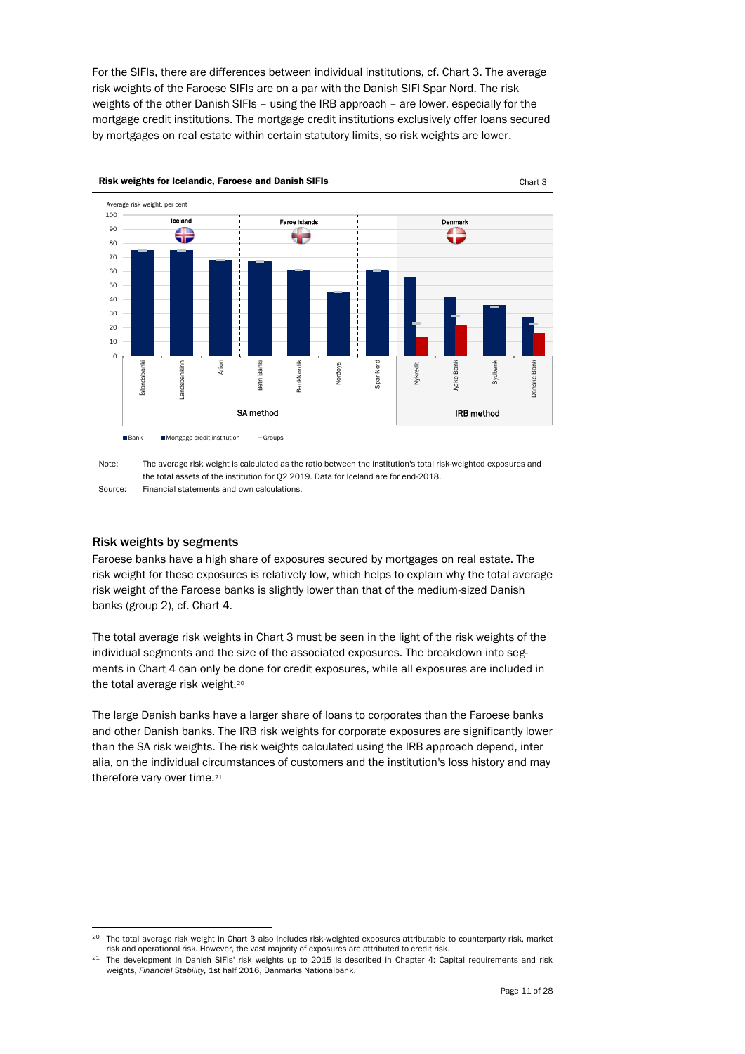For the SIFIs, there are differences between individual institutions, cf. Chart 3. The average risk weights of the Faroese SIFIs are on a par with the Danish SIFI Spar Nord. The risk weights of the other Danish SIFIs – using the IRB approach – are lower, especially for the mortgage credit institutions. The mortgage credit institutions exclusively offer loans secured by mortgages on real estate within certain statutory limits, so risk weights are lower.

**Risk weights for Icelandic, Faroese and Danish SIFIs** — Chart 3

Average risk weight, per cent

Iceland | Faroe Islands | Denmark

Íslandsbanki, Landsbankinn, Arion, Betri Banki, BankNordik, Norðoya, Spar Nord — SA method

Nykredit, Jyske Bank, Sydbank, Danske Bank — IRB method

Bank | Mortgage credit institution | Groups

Note: The average risk weight is calculated as the ratio between the institution's total risk-weighted exposures and the total assets of the institution for Q2 2019. Data for Iceland are for end-2018.

Source: Financial statements and own calculations.

## Risk weights by segments

Faroese banks have a high share of exposures secured by mortgages on real estate. The risk weight for these exposures is relatively low, which helps to explain why the total average risk weight of the Faroese banks is slightly lower than that of the medium-sized Danish banks (group 2), cf. Chart 4.

The total average risk weights in Chart 3 must be seen in the light of the risk weights of the individual segments and the size of the associated exposures. The breakdown into segments in Chart 4 can only be done for credit exposures, while all exposures are included in the total average risk weight.[20]

The large Danish banks have a larger share of loans to corporates than the Faroese banks and other Danish banks. The IRB risk weights for corporate exposures are significantly lower than the SA risk weights. The risk weights calculated using the IRB approach depend, inter alia, on the individual circumstances of customers and the institution's loss history and may therefore vary over time.[21]

[20] The total average risk weight in Chart 3 also includes risk-weighted exposures attributable to counterparty risk, market risk and operational risk. However, the vast majority of exposures are attributed to credit risk.

[21] The development in Danish SIFIs' risk weights up to 2015 is described in Chapter 4: Capital requirements and risk weights, *Financial Stability*, 1st half 2016, Danmarks Nationalbank.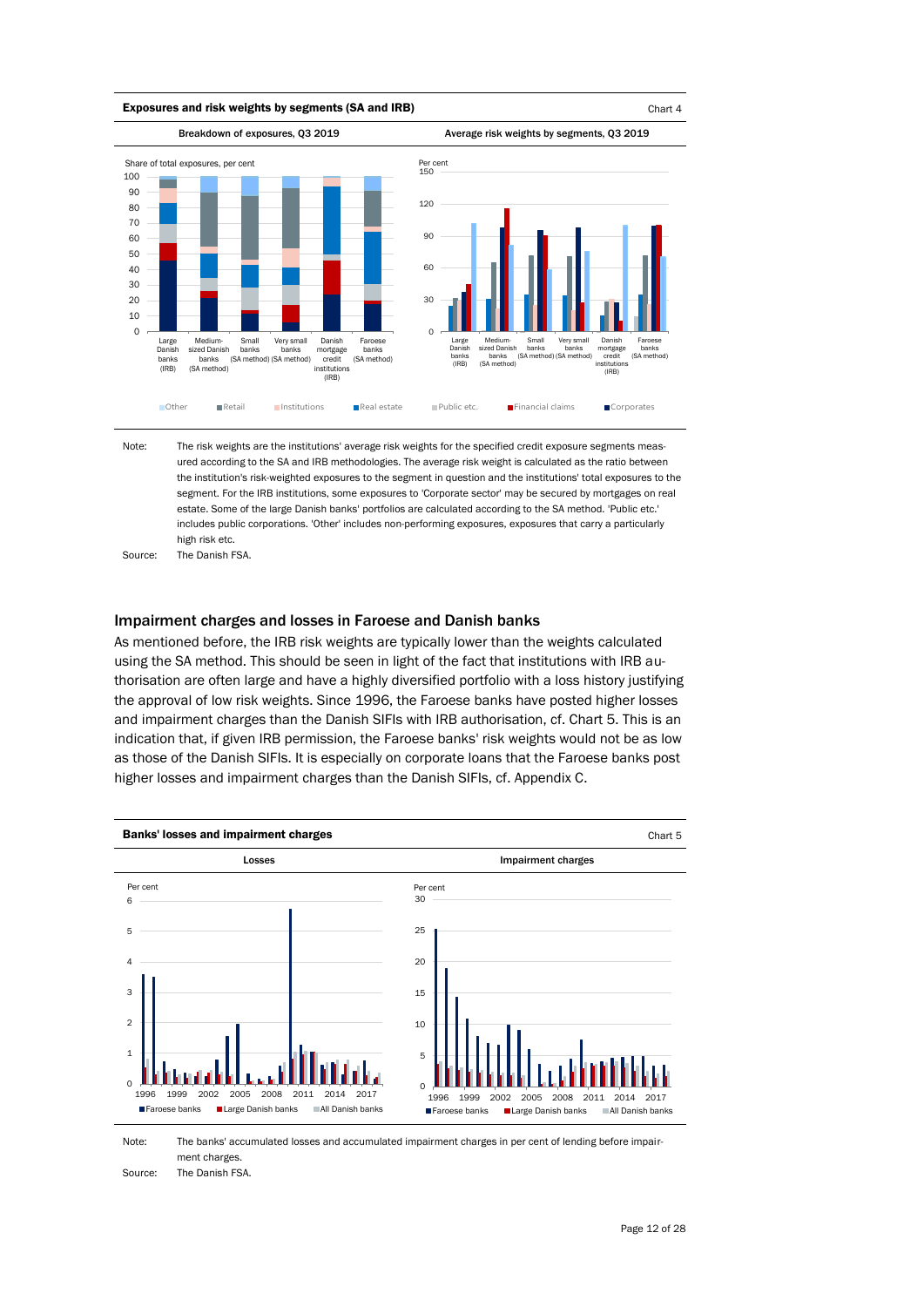**Exposures and risk weights by segments (SA and IRB)** Chart 4

Breakdown of exposures, Q3 2019

Average risk weights by segments, Q3 2019

Note: The risk weights are the institutions' average risk weights for the specified credit exposure segments measured according to the SA and IRB methodologies. The average risk weight is calculated as the ratio between the institution's risk-weighted exposures to the segment in question and the institutions' total exposures to the segment. For the IRB institutions, some exposures to 'Corporate sector' may be secured by mortgages on real estate. Some of the large Danish banks' portfolios are calculated according to the SA method. 'Public etc.' includes public corporations. 'Other' includes non-performing exposures, exposures that carry a particularly high risk etc.

Source: The Danish FSA.

## Impairment charges and losses in Faroese and Danish banks

As mentioned before, the IRB risk weights are typically lower than the weights calculated using the SA method. This should be seen in light of the fact that institutions with IRB authorisation are often large and have a highly diversified portfolio with a loss history justifying the approval of low risk weights. Since 1996, the Faroese banks have posted higher losses and impairment charges than the Danish SIFIs with IRB authorisation, cf. Chart 5. This is an indication that, if given IRB permission, the Faroese banks' risk weights would not be as low as those of the Danish SIFIs. It is especially on corporate loans that the Faroese banks post higher losses and impairment charges than the Danish SIFIs, cf. Appendix C.

**Banks' losses and impairment charges** Chart 5

Losses

Impairment charges

Note: The banks' accumulated losses and accumulated impairment charges in per cent of lending before impairment charges.

Source: The Danish FSA.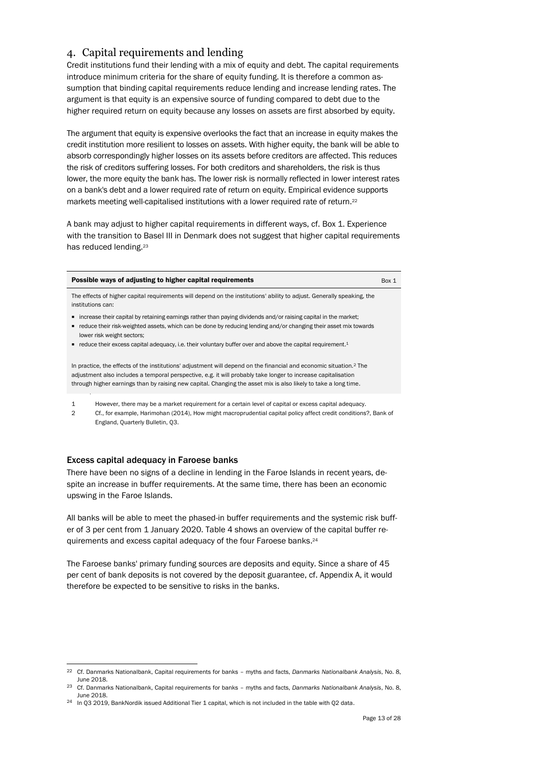## 4. Capital requirements and lending

Credit institutions fund their lending with a mix of equity and debt. The capital requirements introduce minimum criteria for the share of equity funding. It is therefore a common assumption that binding capital requirements reduce lending and increase lending rates. The argument is that equity is an expensive source of funding compared to debt due to the higher required return on equity because any losses on assets are first absorbed by equity.

The argument that equity is expensive overlooks the fact that an increase in equity makes the credit institution more resilient to losses on assets. With higher equity, the bank will be able to absorb correspondingly higher losses on its assets before creditors are affected. This reduces the risk of creditors suffering losses. For both creditors and shareholders, the risk is thus lower, the more equity the bank has. The lower risk is normally reflected in lower interest rates on a bank's debt and a lower required rate of return on equity. Empirical evidence supports markets meeting well-capitalised institutions with a lower required rate of return.[22]

A bank may adjust to higher capital requirements in different ways, cf. Box 1. Experience with the transition to Basel III in Denmark does not suggest that higher capital requirements has reduced lending.[23]

**Possible ways of adjusting to higher capital requirements** — Box 1

The effects of higher capital requirements will depend on the institutions' ability to adjust. Generally speaking, the institutions can:

- increase their capital by retaining earnings rather than paying dividends and/or raising capital in the market;
- reduce their risk-weighted assets, which can be done by reducing lending and/or changing their asset mix towards lower risk weight sectors;
- reduce their excess capital adequacy, i.e. their voluntary buffer over and above the capital requirement.[1]

In practice, the effects of the institutions' adjustment will depend on the financial and economic situation.[2] The adjustment also includes a temporal perspective, e.g. it will probably take longer to increase capitalisation through higher earnings than by raising new capital. Changing the asset mix is also likely to take a long time.

1 However, there may be a market requirement for a certain level of capital or excess capital adequacy.

2 Cf., for example, Harimohan (2014), How might macroprudential capital policy affect credit conditions?, Bank of England, Quarterly Bulletin, Q3.

### Excess capital adequacy in Faroese banks

There have been no signs of a decline in lending in the Faroe Islands in recent years, despite an increase in buffer requirements. At the same time, there has been an economic upswing in the Faroe Islands.

All banks will be able to meet the phased-in buffer requirements and the systemic risk buffer of 3 per cent from 1 January 2020. Table 4 shows an overview of the capital buffer requirements and excess capital adequacy of the four Faroese banks.[24]

The Faroese banks' primary funding sources are deposits and equity. Since a share of 45 per cent of bank deposits is not covered by the deposit guarantee, cf. Appendix A, it would therefore be expected to be sensitive to risks in the banks.

---

[22] Cf. Danmarks Nationalbank, Capital requirements for banks – myths and facts, *Danmarks Nationalbank Analysis*, No. 8, June 2018.

[23] Cf. Danmarks Nationalbank, Capital requirements for banks – myths and facts, *Danmarks Nationalbank Analysis*, No. 8, June 2018.

[24] In Q3 2019, BankNordik issued Additional Tier 1 capital, which is not included in the table with Q2 data.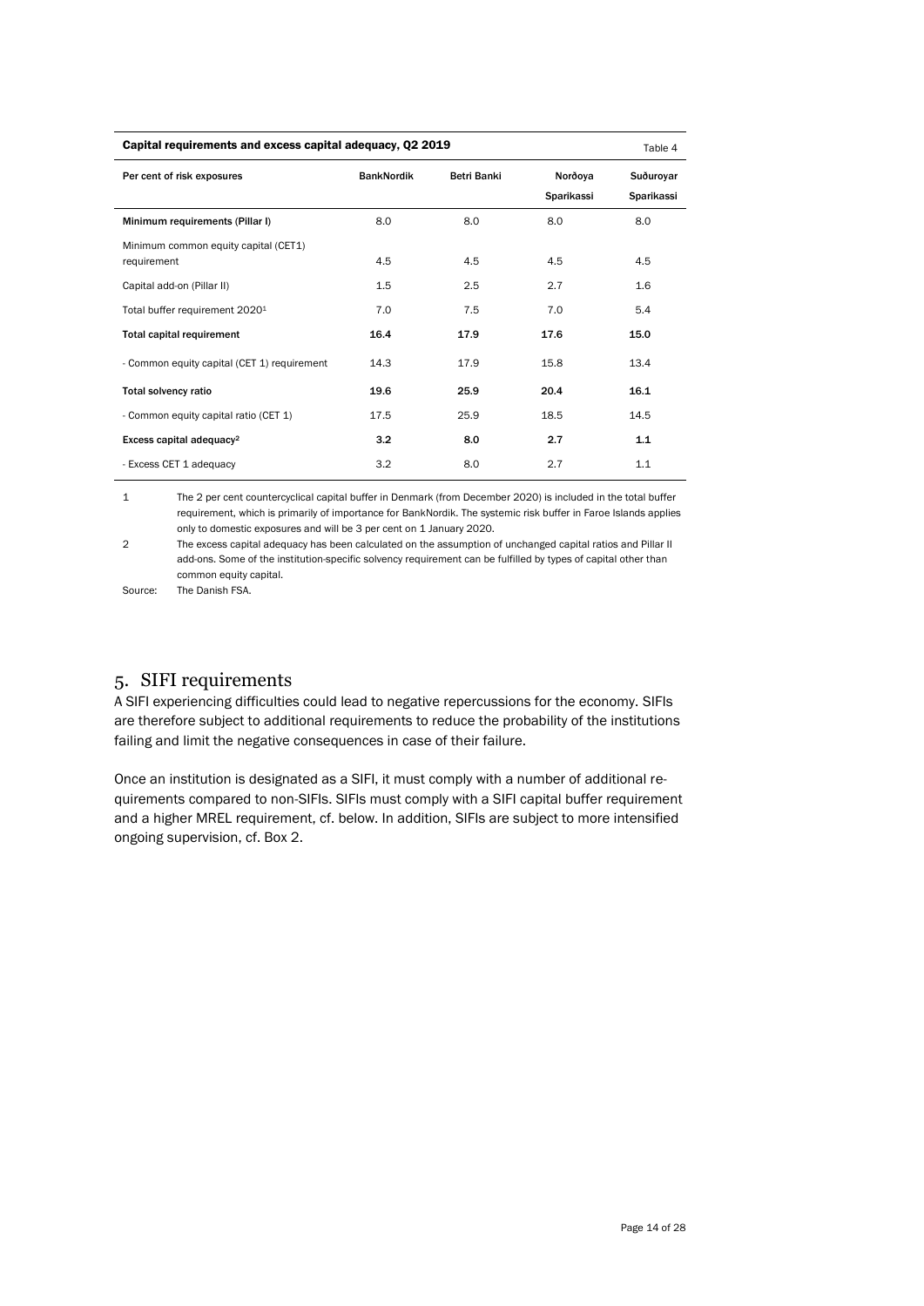**Capital requirements and excess capital adequacy, Q2 2019** Table 4

| Per cent of risk exposures | BankNordik | Betri Banki | Norðoya Sparikassi | Suðuroyar Sparikassi |
|---|---|---|---|---|
| **Minimum requirements (Pillar I)** | 8.0 | 8.0 | 8.0 | 8.0 |
| Minimum common equity capital (CET1) requirement | 4.5 | 4.5 | 4.5 | 4.5 |
| Capital add-on (Pillar II) | 1.5 | 2.5 | 2.7 | 1.6 |
| Total buffer requirement 2020[1] | 7.0 | 7.5 | 7.0 | 5.4 |
| **Total capital requirement** | **16.4** | **17.9** | **17.6** | **15.0** |
| - Common equity capital (CET 1) requirement | 14.3 | 17.9 | 15.8 | 13.4 |
| **Total solvency ratio** | **19.6** | **25.9** | **20.4** | **16.1** |
| - Common equity capital ratio (CET 1) | 17.5 | 25.9 | 18.5 | 14.5 |
| **Excess capital adequacy[2]** | **3.2** | **8.0** | **2.7** | **1.1** |
| - Excess CET 1 adequacy | 3.2 | 8.0 | 2.7 | 1.1 |

1 The 2 per cent countercyclical capital buffer in Denmark (from December 2020) is included in the total buffer requirement, which is primarily of importance for BankNordik. The systemic risk buffer in Faroe Islands applies only to domestic exposures and will be 3 per cent on 1 January 2020.

2 The excess capital adequacy has been calculated on the assumption of unchanged capital ratios and Pillar II add-ons. Some of the institution-specific solvency requirement can be fulfilled by types of capital other than common equity capital.

Source: The Danish FSA.

## 5. SIFI requirements

A SIFI experiencing difficulties could lead to negative repercussions for the economy. SIFIs are therefore subject to additional requirements to reduce the probability of the institutions failing and limit the negative consequences in case of their failure.

Once an institution is designated as a SIFI, it must comply with a number of additional requirements compared to non-SIFIs. SIFIs must comply with a SIFI capital buffer requirement and a higher MREL requirement, cf. below. In addition, SIFIs are subject to more intensified ongoing supervision, cf. Box 2.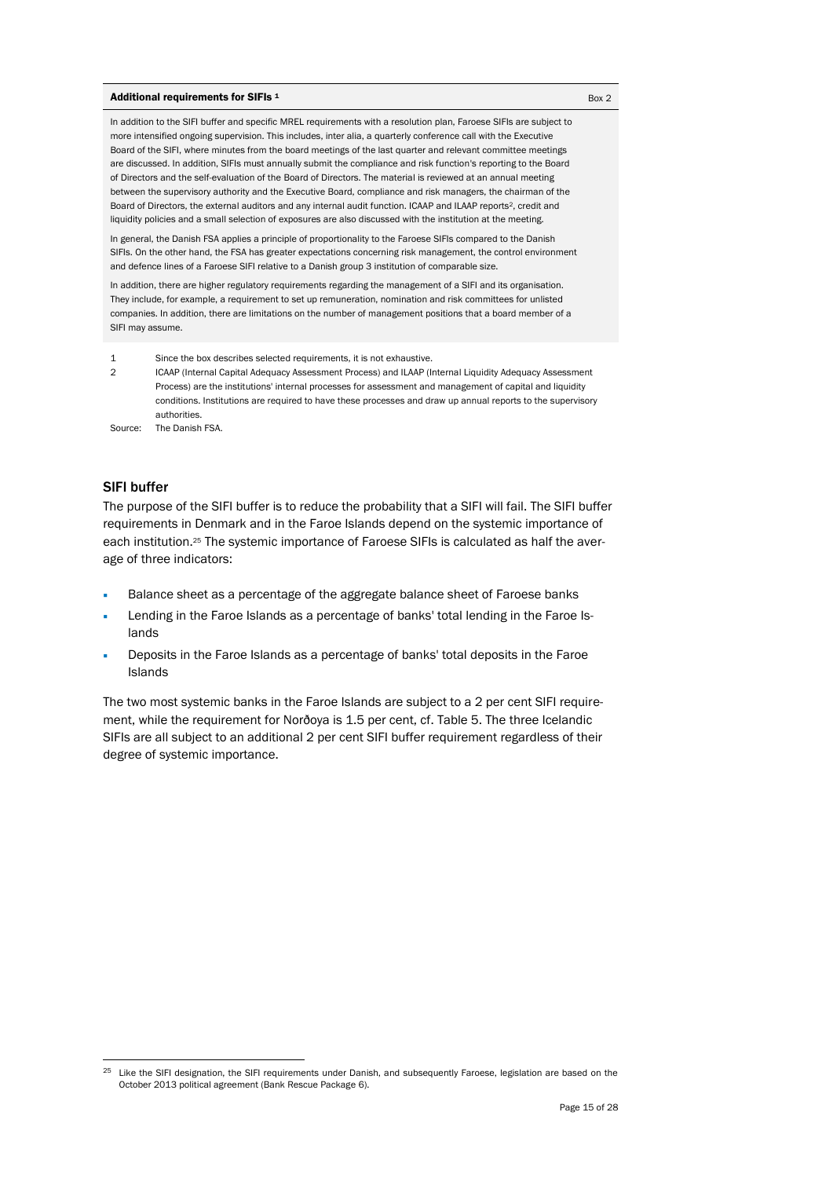**Additional requirements for SIFIs [1]** Box 2

In addition to the SIFI buffer and specific MREL requirements with a resolution plan, Faroese SIFIs are subject to more intensified ongoing supervision. This includes, inter alia, a quarterly conference call with the Executive Board of the SIFI, where minutes from the board meetings of the last quarter and relevant committee meetings are discussed. In addition, SIFIs must annually submit the compliance and risk function's reporting to the Board of Directors and the self-evaluation of the Board of Directors. The material is reviewed at an annual meeting between the supervisory authority and the Executive Board, compliance and risk managers, the chairman of the Board of Directors, the external auditors and any internal audit function. ICAAP and ILAAP reports[2], credit and liquidity policies and a small selection of exposures are also discussed with the institution at the meeting.

In general, the Danish FSA applies a principle of proportionality to the Faroese SIFIs compared to the Danish SIFIs. On the other hand, the FSA has greater expectations concerning risk management, the control environment and defence lines of a Faroese SIFI relative to a Danish group 3 institution of comparable size.

In addition, there are higher regulatory requirements regarding the management of a SIFI and its organisation. They include, for example, a requirement to set up remuneration, nomination and risk committees for unlisted companies. In addition, there are limitations on the number of management positions that a board member of a SIFI may assume.

1 Since the box describes selected requirements, it is not exhaustive.

2 ICAAP (Internal Capital Adequacy Assessment Process) and ILAAP (Internal Liquidity Adequacy Assessment Process) are the institutions' internal processes for assessment and management of capital and liquidity conditions. Institutions are required to have these processes and draw up annual reports to the supervisory authorities.

Source: The Danish FSA.

## SIFI buffer

The purpose of the SIFI buffer is to reduce the probability that a SIFI will fail. The SIFI buffer requirements in Denmark and in the Faroe Islands depend on the systemic importance of each institution.[25] The systemic importance of Faroese SIFIs is calculated as half the average of three indicators:

- Balance sheet as a percentage of the aggregate balance sheet of Faroese banks
- Lending in the Faroe Islands as a percentage of banks' total lending in the Faroe Islands
- Deposits in the Faroe Islands as a percentage of banks' total deposits in the Faroe Islands

The two most systemic banks in the Faroe Islands are subject to a 2 per cent SIFI requirement, while the requirement for Norðoya is 1.5 per cent, cf. Table 5. The three Icelandic SIFIs are all subject to an additional 2 per cent SIFI buffer requirement regardless of their degree of systemic importance.

[25] Like the SIFI designation, the SIFI requirements under Danish, and subsequently Faroese, legislation are based on the October 2013 political agreement (Bank Rescue Package 6).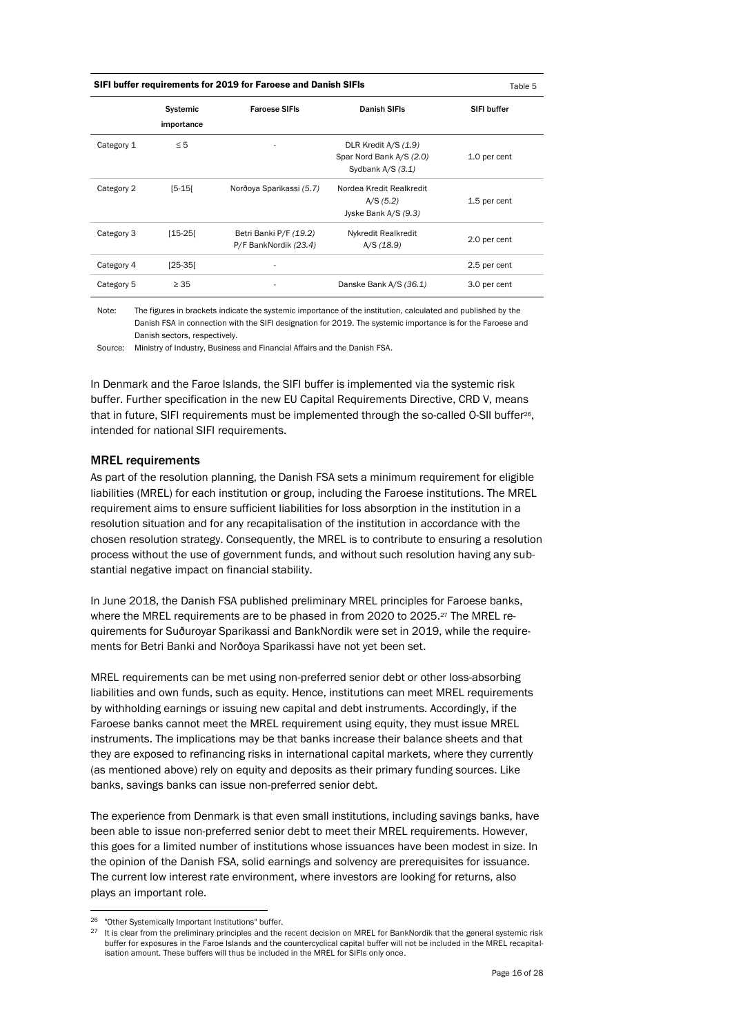**SIFI buffer requirements for 2019 for Faroese and Danish SIFIs** Table 5

| | Systemic importance | Faroese SIFIs | Danish SIFIs | SIFI buffer |
|---|---|---|---|---|
| Category 1 | ≤ 5 | - | DLR Kredit A/S *(1.9)*<br>Spar Nord Bank A/S *(2.0)*<br>Sydbank A/S *(3.1)* | 1.0 per cent |
| Category 2 | [5-15[ | Norðoya Sparikassi *(5.7)* | Nordea Kredit Realkredit A/S *(5.2)*<br>Jyske Bank A/S *(9.3)* | 1.5 per cent |
| Category 3 | [15-25[ | Betri Banki P/F *(19.2)*<br>P/F BankNordik *(23.4)* | Nykredit Realkredit A/S *(18.9)* | 2.0 per cent |
| Category 4 | [25-35[ | - | | 2.5 per cent |
| Category 5 | ≥ 35 | - | Danske Bank A/S *(36.1)* | 3.0 per cent |

Note: The figures in brackets indicate the systemic importance of the institution, calculated and published by the Danish FSA in connection with the SIFI designation for 2019. The systemic importance is for the Faroese and Danish sectors, respectively.

Source: Ministry of Industry, Business and Financial Affairs and the Danish FSA.

In Denmark and the Faroe Islands, the SIFI buffer is implemented via the systemic risk buffer. Further specification in the new EU Capital Requirements Directive, CRD V, means that in future, SIFI requirements must be implemented through the so-called O-SII buffer[26], intended for national SIFI requirements.

## MREL requirements

As part of the resolution planning, the Danish FSA sets a minimum requirement for eligible liabilities (MREL) for each institution or group, including the Faroese institutions. The MREL requirement aims to ensure sufficient liabilities for loss absorption in the institution in a resolution situation and for any recapitalisation of the institution in accordance with the chosen resolution strategy. Consequently, the MREL is to contribute to ensuring a resolution process without the use of government funds, and without such resolution having any substantial negative impact on financial stability.

In June 2018, the Danish FSA published preliminary MREL principles for Faroese banks, where the MREL requirements are to be phased in from 2020 to 2025.[27] The MREL requirements for Suðuroyar Sparikassi and BankNordik were set in 2019, while the requirements for Betri Banki and Norðoya Sparikassi have not yet been set.

MREL requirements can be met using non-preferred senior debt or other loss-absorbing liabilities and own funds, such as equity. Hence, institutions can meet MREL requirements by withholding earnings or issuing new capital and debt instruments. Accordingly, if the Faroese banks cannot meet the MREL requirement using equity, they must issue MREL instruments. The implications may be that banks increase their balance sheets and that they are exposed to refinancing risks in international capital markets, where they currently (as mentioned above) rely on equity and deposits as their primary funding sources. Like banks, savings banks can issue non-preferred senior debt.

The experience from Denmark is that even small institutions, including savings banks, have been able to issue non-preferred senior debt to meet their MREL requirements. However, this goes for a limited number of institutions whose issuances have been modest in size. In the opinion of the Danish FSA, solid earnings and solvency are prerequisites for issuance. The current low interest rate environment, where investors are looking for returns, also plays an important role.

[26] "Other Systemically Important Institutions" buffer.

[27] It is clear from the preliminary principles and the recent decision on MREL for BankNordik that the general systemic risk buffer for exposures in the Faroe Islands and the countercyclical capital buffer will not be included in the MREL recapitalisation amount. These buffers will thus be included in the MREL for SIFIs only once.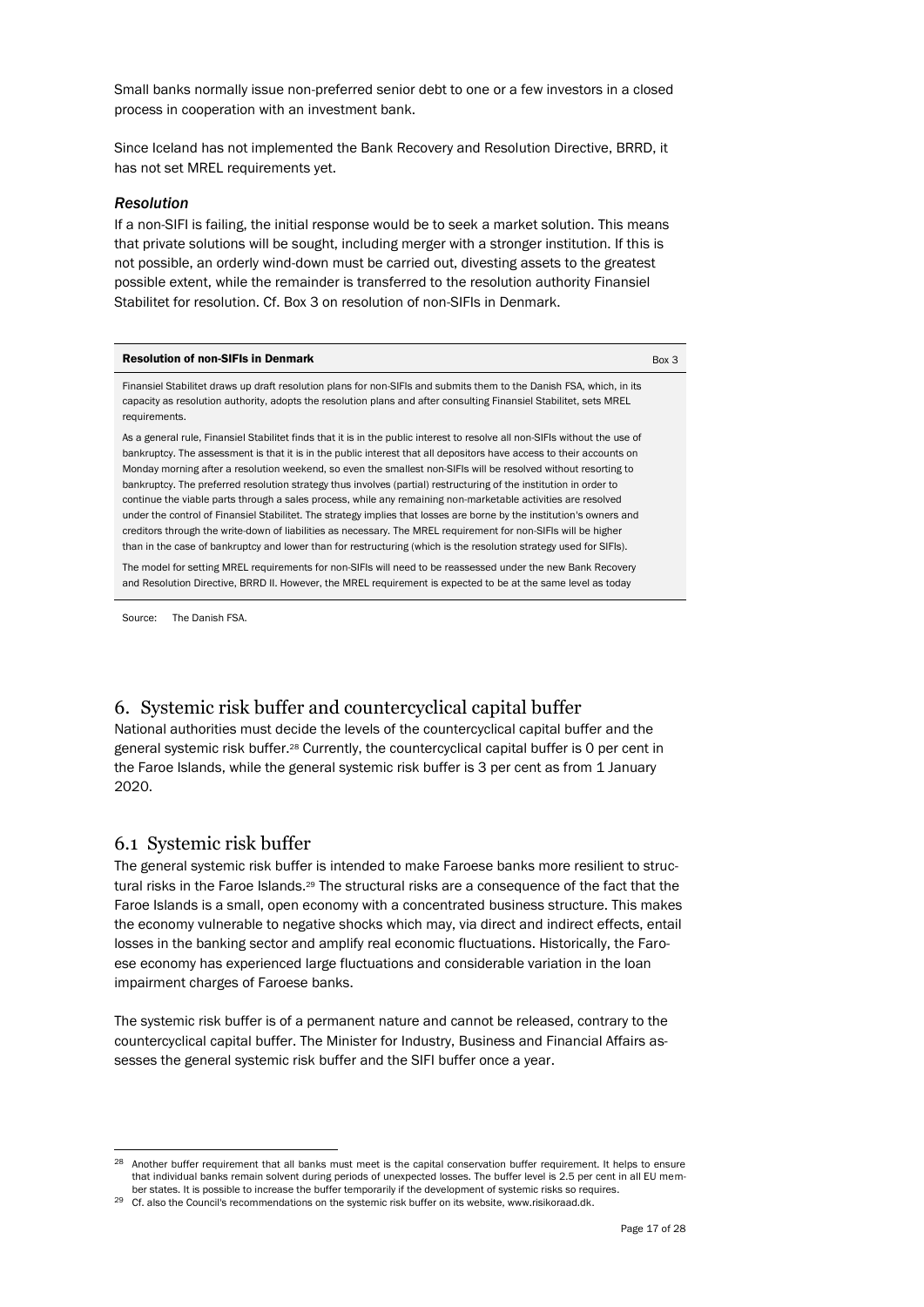Small banks normally issue non-preferred senior debt to one or a few investors in a closed process in cooperation with an investment bank.

Since Iceland has not implemented the Bank Recovery and Resolution Directive, BRRD, it has not set MREL requirements yet.

### *Resolution*

If a non-SIFI is failing, the initial response would be to seek a market solution. This means that private solutions will be sought, including merger with a stronger institution. If this is not possible, an orderly wind-down must be carried out, divesting assets to the greatest possible extent, while the remainder is transferred to the resolution authority Finansiel Stabilitet for resolution. Cf. Box 3 on resolution of non-SIFIs in Denmark.

**Resolution of non-SIFIs in Denmark** — Box 3

Finansiel Stabilitet draws up draft resolution plans for non-SIFIs and submits them to the Danish FSA, which, in its capacity as resolution authority, adopts the resolution plans and after consulting Finansiel Stabilitet, sets MREL requirements.

As a general rule, Finansiel Stabilitet finds that it is in the public interest to resolve all non-SIFIs without the use of bankruptcy. The assessment is that it is in the public interest that all depositors have access to their accounts on Monday morning after a resolution weekend, so even the smallest non-SIFIs will be resolved without resorting to bankruptcy. The preferred resolution strategy thus involves (partial) restructuring of the institution in order to continue the viable parts through a sales process, while any remaining non-marketable activities are resolved under the control of Finansiel Stabilitet. The strategy implies that losses are borne by the institution's owners and creditors through the write-down of liabilities as necessary. The MREL requirement for non-SIFIs will be higher than in the case of bankruptcy and lower than for restructuring (which is the resolution strategy used for SIFIs).

The model for setting MREL requirements for non-SIFIs will need to be reassessed under the new Bank Recovery and Resolution Directive, BRRD II. However, the MREL requirement is expected to be at the same level as today

Source: The Danish FSA.

## 6. Systemic risk buffer and countercyclical capital buffer

National authorities must decide the levels of the countercyclical capital buffer and the general systemic risk buffer.[28] Currently, the countercyclical capital buffer is 0 per cent in the Faroe Islands, while the general systemic risk buffer is 3 per cent as from 1 January 2020.

## 6.1 Systemic risk buffer

The general systemic risk buffer is intended to make Faroese banks more resilient to structural risks in the Faroe Islands.[29] The structural risks are a consequence of the fact that the Faroe Islands is a small, open economy with a concentrated business structure. This makes the economy vulnerable to negative shocks which may, via direct and indirect effects, entail losses in the banking sector and amplify real economic fluctuations. Historically, the Faroese economy has experienced large fluctuations and considerable variation in the loan impairment charges of Faroese banks.

The systemic risk buffer is of a permanent nature and cannot be released, contrary to the countercyclical capital buffer. The Minister for Industry, Business and Financial Affairs assesses the general systemic risk buffer and the SIFI buffer once a year.

---

[28] Another buffer requirement that all banks must meet is the capital conservation buffer requirement. It helps to ensure that individual banks remain solvent during periods of unexpected losses. The buffer level is 2.5 per cent in all EU member states. It is possible to increase the buffer temporarily if the development of systemic risks so requires.

[29] Cf. also the Council's recommendations on the systemic risk buffer on its website, www.risikoraad.dk.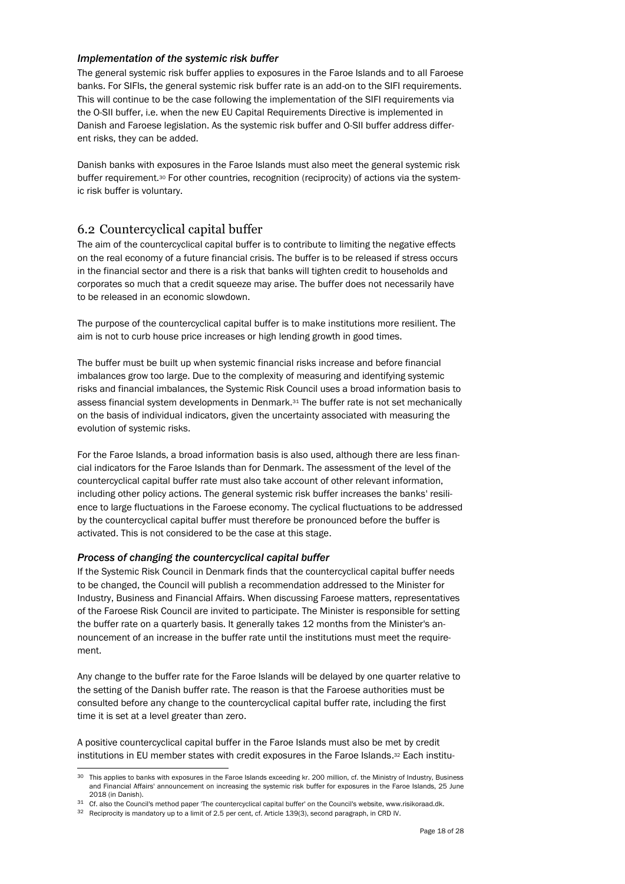### *Implementation of the systemic risk buffer*

The general systemic risk buffer applies to exposures in the Faroe Islands and to all Faroese banks. For SIFIs, the general systemic risk buffer rate is an add-on to the SIFI requirements. This will continue to be the case following the implementation of the SIFI requirements via the O-SII buffer, i.e. when the new EU Capital Requirements Directive is implemented in Danish and Faroese legislation. As the systemic risk buffer and O-SII buffer address different risks, they can be added.

Danish banks with exposures in the Faroe Islands must also meet the general systemic risk buffer requirement.[30] For other countries, recognition (reciprocity) of actions via the systemic risk buffer is voluntary.

## 6.2 Countercyclical capital buffer

The aim of the countercyclical capital buffer is to contribute to limiting the negative effects on the real economy of a future financial crisis. The buffer is to be released if stress occurs in the financial sector and there is a risk that banks will tighten credit to households and corporates so much that a credit squeeze may arise. The buffer does not necessarily have to be released in an economic slowdown.

The purpose of the countercyclical capital buffer is to make institutions more resilient. The aim is not to curb house price increases or high lending growth in good times.

The buffer must be built up when systemic financial risks increase and before financial imbalances grow too large. Due to the complexity of measuring and identifying systemic risks and financial imbalances, the Systemic Risk Council uses a broad information basis to assess financial system developments in Denmark.[31] The buffer rate is not set mechanically on the basis of individual indicators, given the uncertainty associated with measuring the evolution of systemic risks.

For the Faroe Islands, a broad information basis is also used, although there are less financial indicators for the Faroe Islands than for Denmark. The assessment of the level of the countercyclical capital buffer rate must also take account of other relevant information, including other policy actions. The general systemic risk buffer increases the banks' resilience to large fluctuations in the Faroese economy. The cyclical fluctuations to be addressed by the countercyclical capital buffer must therefore be pronounced before the buffer is activated. This is not considered to be the case at this stage.

### *Process of changing the countercyclical capital buffer*

If the Systemic Risk Council in Denmark finds that the countercyclical capital buffer needs to be changed, the Council will publish a recommendation addressed to the Minister for Industry, Business and Financial Affairs. When discussing Faroese matters, representatives of the Faroese Risk Council are invited to participate. The Minister is responsible for setting the buffer rate on a quarterly basis. It generally takes 12 months from the Minister's announcement of an increase in the buffer rate until the institutions must meet the requirement.

Any change to the buffer rate for the Faroe Islands will be delayed by one quarter relative to the setting of the Danish buffer rate. The reason is that the Faroese authorities must be consulted before any change to the countercyclical capital buffer rate, including the first time it is set at a level greater than zero.

A positive countercyclical capital buffer in the Faroe Islands must also be met by credit institutions in EU member states with credit exposures in the Faroe Islands.[32] Each institu-

---

[30] This applies to banks with exposures in the Faroe Islands exceeding kr. 200 million, cf. the Ministry of Industry, Business and Financial Affairs' announcement on increasing the systemic risk buffer for exposures in the Faroe Islands, 25 June 2018 (in Danish).

[31] Cf. also the Council's method paper 'The countercyclical capital buffer' on the Council's website, www.risikoraad.dk.

[32] Reciprocity is mandatory up to a limit of 2.5 per cent, cf. Article 139(3), second paragraph, in CRD IV.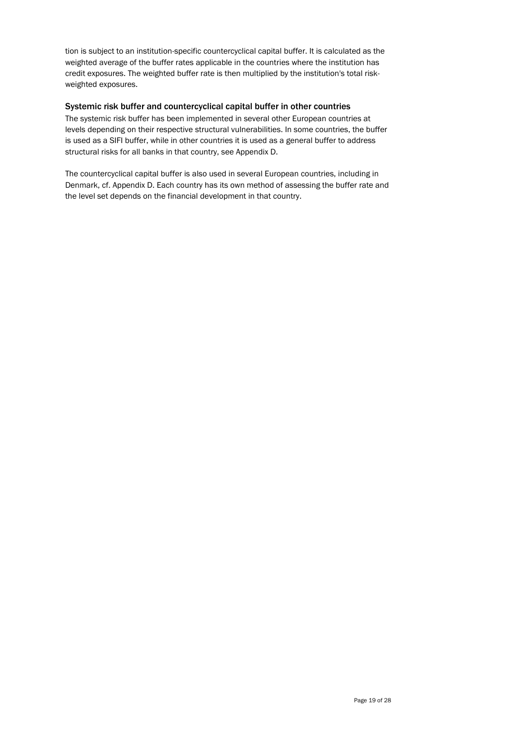tion is subject to an institution-specific countercyclical capital buffer. It is calculated as the weighted average of the buffer rates applicable in the countries where the institution has credit exposures. The weighted buffer rate is then multiplied by the institution's total risk-weighted exposures.

### Systemic risk buffer and countercyclical capital buffer in other countries

The systemic risk buffer has been implemented in several other European countries at levels depending on their respective structural vulnerabilities. In some countries, the buffer is used as a SIFI buffer, while in other countries it is used as a general buffer to address structural risks for all banks in that country, see Appendix D.

The countercyclical capital buffer is also used in several European countries, including in Denmark, cf. Appendix D. Each country has its own method of assessing the buffer rate and the level set depends on the financial development in that country.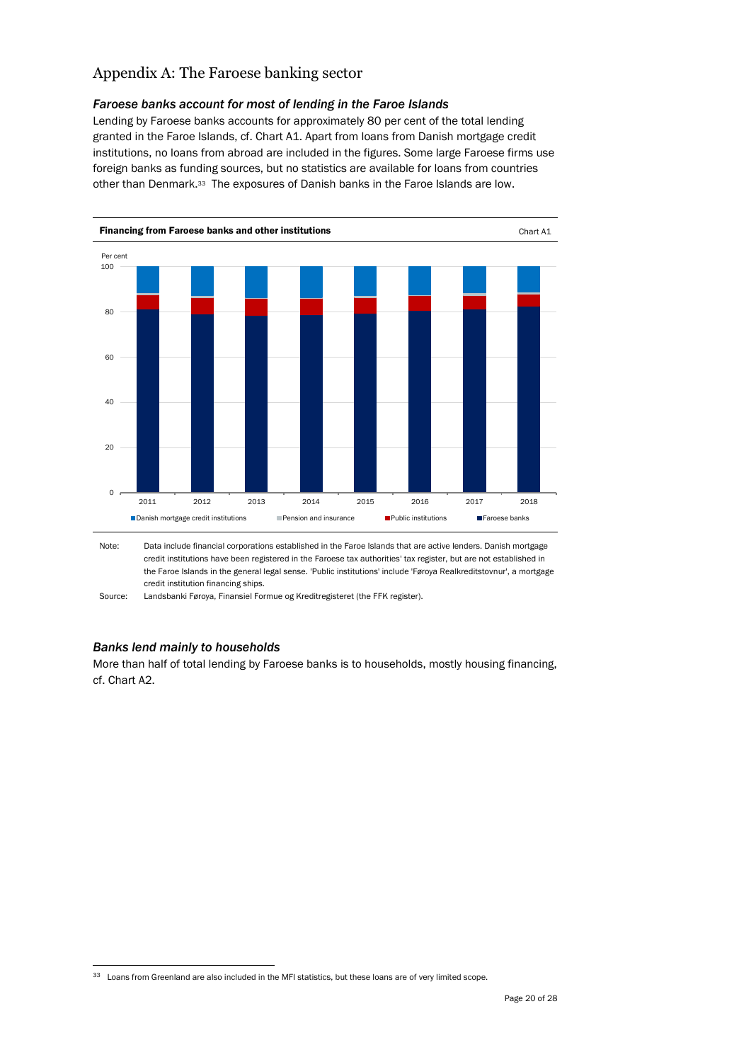# Appendix A: The Faroese banking sector

### *Faroese banks account for most of lending in the Faroe Islands*

Lending by Faroese banks accounts for approximately 80 per cent of the total lending granted in the Faroe Islands, cf. Chart A1. Apart from loans from Danish mortgage credit institutions, no loans from abroad are included in the figures. Some large Faroese firms use foreign banks as funding sources, but no statistics are available for loans from countries other than Denmark.[33] The exposures of Danish banks in the Faroe Islands are low.

**Financing from Faroese banks and other institutions** Chart A1

Per cent

Danish mortgage credit institutions | Pension and insurance | Public institutions | Faroese banks

Note: Data include financial corporations established in the Faroe Islands that are active lenders. Danish mortgage credit institutions have been registered in the Faroese tax authorities' tax register, but are not established in the Faroe Islands in the general legal sense. 'Public institutions' include 'Føroya Realkreditstovnur', a mortgage credit institution financing ships.

Source: Landsbanki Føroya, Finansiel Formue og Kreditregisteret (the FFK register).

### *Banks lend mainly to households*

More than half of total lending by Faroese banks is to households, mostly housing financing, cf. Chart A2.

[33] Loans from Greenland are also included in the MFI statistics, but these loans are of very limited scope.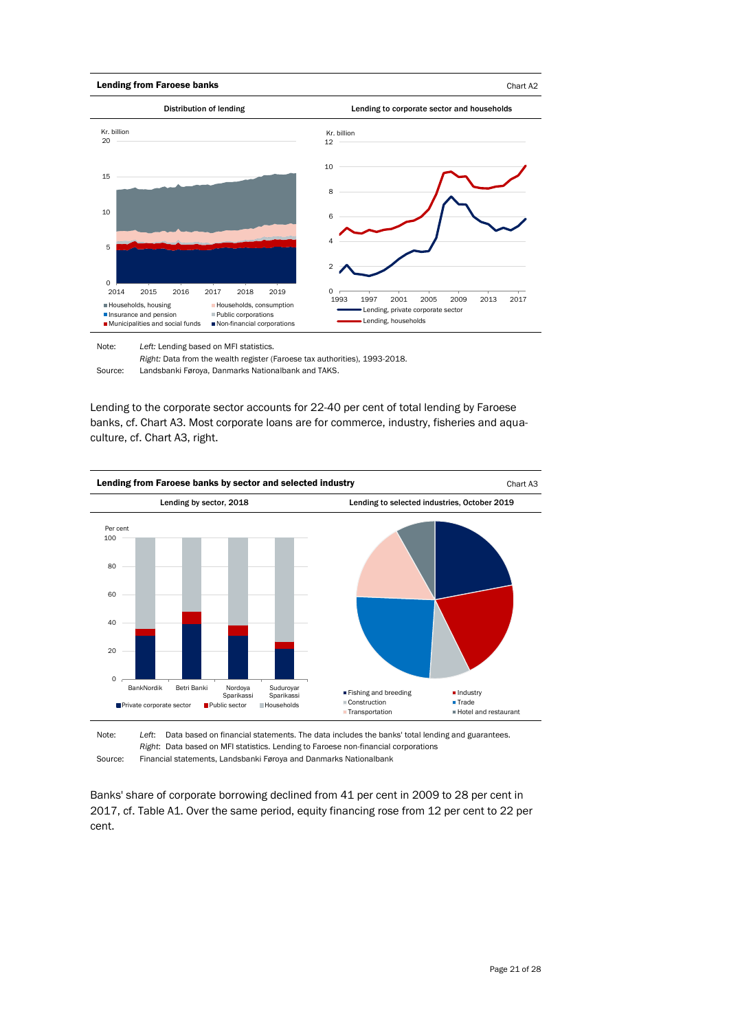**Lending from Faroese banks** Chart A2

Distribution of lending | Lending to corporate sector and households

Note: *Left:* Lending based on MFI statistics.
*Right:* Data from the wealth register (Faroese tax authorities), 1993-2018.
Source: Landsbanki Føroya, Danmarks Nationalbank and TAKS.

Lending to the corporate sector accounts for 22-40 per cent of total lending by Faroese banks, cf. Chart A3. Most corporate loans are for commerce, industry, fisheries and aquaculture, cf. Chart A3, right.

**Lending from Faroese banks by sector and selected industry** Chart A3

Lending by sector, 2018 | Lending to selected industries, October 2019

Note: *Left*: Data based on financial statements. The data includes the banks' total lending and guarantees.
*Right*: Data based on MFI statistics. Lending to Faroese non-financial corporations
Source: Financial statements, Landsbanki Føroya and Danmarks Nationalbank

Banks' share of corporate borrowing declined from 41 per cent in 2009 to 28 per cent in 2017, cf. Table A1. Over the same period, equity financing rose from 12 per cent to 22 per cent.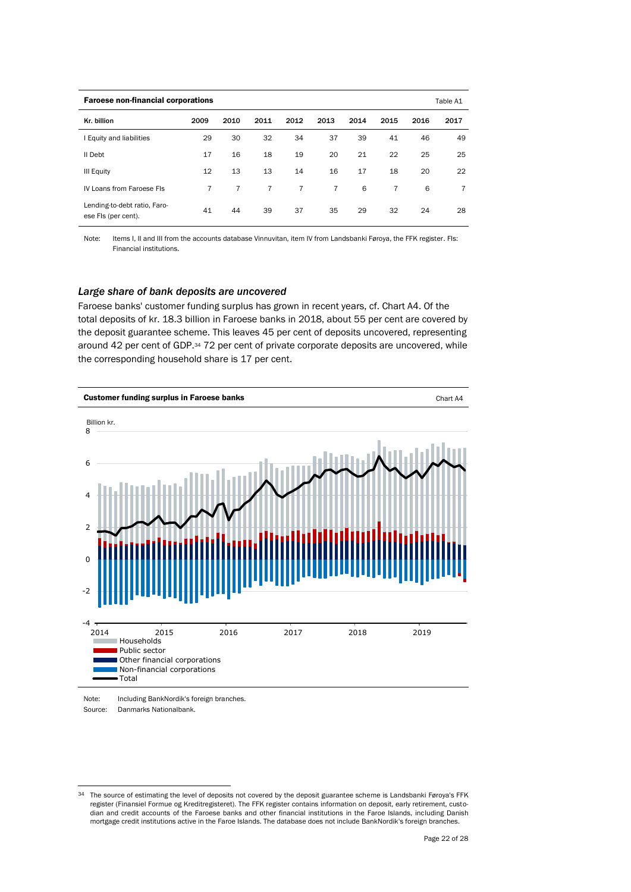**Faroese non-financial corporations** — Table A1

| Kr. billion | 2009 | 2010 | 2011 | 2012 | 2013 | 2014 | 2015 | 2016 | 2017 |
|---|---|---|---|---|---|---|---|---|---|
| I Equity and liabilities | 29 | 30 | 32 | 34 | 37 | 39 | 41 | 46 | 49 |
| II Debt | 17 | 16 | 18 | 19 | 20 | 21 | 22 | 25 | 25 |
| III Equity | 12 | 13 | 13 | 14 | 16 | 17 | 18 | 20 | 22 |
| IV Loans from Faroese FIs | 7 | 7 | 7 | 7 | 7 | 6 | 7 | 6 | 7 |
| Lending-to-debt ratio, Faroese FIs (per cent). | 41 | 44 | 39 | 37 | 35 | 29 | 32 | 24 | 28 |

Note: Items I, II and III from the accounts database Vinnuvitan, item IV from Landsbanki Føroya, the FFK register. FIs: Financial institutions.

### *Large share of bank deposits are uncovered*

Faroese banks' customer funding surplus has grown in recent years, cf. Chart A4. Of the total deposits of kr. 18.3 billion in Faroese banks in 2018, about 55 per cent are covered by the deposit guarantee scheme. This leaves 45 per cent of deposits uncovered, representing around 42 per cent of GDP.[34] 72 per cent of private corporate deposits are uncovered, while the corresponding household share is 17 per cent.

**Customer funding surplus in Faroese banks** — Chart A4

Note: Including BankNordik's foreign branches.
Source: Danmarks Nationalbank.

[34] The source of estimating the level of deposits not covered by the deposit guarantee scheme is Landsbanki Føroya's FFK register (Finansiel Formue og Kreditregisteret). The FFK register contains information on deposit, early retirement, custodian and credit accounts of the Faroese banks and other financial institutions in the Faroe Islands, including Danish mortgage credit institutions active in the Faroe Islands. The database does not include BankNordik's foreign branches.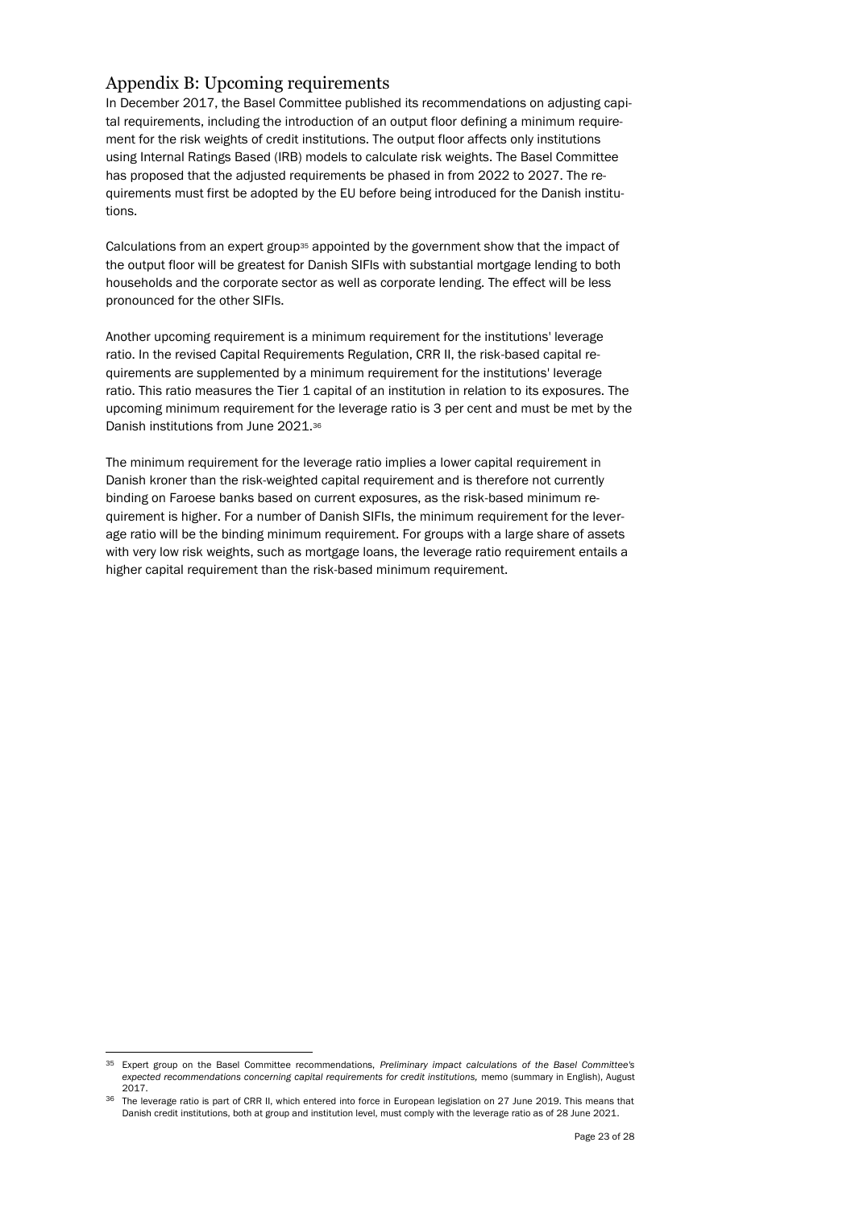## Appendix B: Upcoming requirements

In December 2017, the Basel Committee published its recommendations on adjusting capital requirements, including the introduction of an output floor defining a minimum requirement for the risk weights of credit institutions. The output floor affects only institutions using Internal Ratings Based (IRB) models to calculate risk weights. The Basel Committee has proposed that the adjusted requirements be phased in from 2022 to 2027. The requirements must first be adopted by the EU before being introduced for the Danish institutions.

Calculations from an expert group[35] appointed by the government show that the impact of the output floor will be greatest for Danish SIFIs with substantial mortgage lending to both households and the corporate sector as well as corporate lending. The effect will be less pronounced for the other SIFIs.

Another upcoming requirement is a minimum requirement for the institutions' leverage ratio. In the revised Capital Requirements Regulation, CRR II, the risk-based capital requirements are supplemented by a minimum requirement for the institutions' leverage ratio. This ratio measures the Tier 1 capital of an institution in relation to its exposures. The upcoming minimum requirement for the leverage ratio is 3 per cent and must be met by the Danish institutions from June 2021.[36]

The minimum requirement for the leverage ratio implies a lower capital requirement in Danish kroner than the risk-weighted capital requirement and is therefore not currently binding on Faroese banks based on current exposures, as the risk-based minimum requirement is higher. For a number of Danish SIFIs, the minimum requirement for the leverage ratio will be the binding minimum requirement. For groups with a large share of assets with very low risk weights, such as mortgage loans, the leverage ratio requirement entails a higher capital requirement than the risk-based minimum requirement.

---

[35] Expert group on the Basel Committee recommendations, *Preliminary impact calculations of the Basel Committee's expected recommendations concerning capital requirements for credit institutions,* memo (summary in English), August 2017.

[36] The leverage ratio is part of CRR II, which entered into force in European legislation on 27 June 2019. This means that Danish credit institutions, both at group and institution level, must comply with the leverage ratio as of 28 June 2021.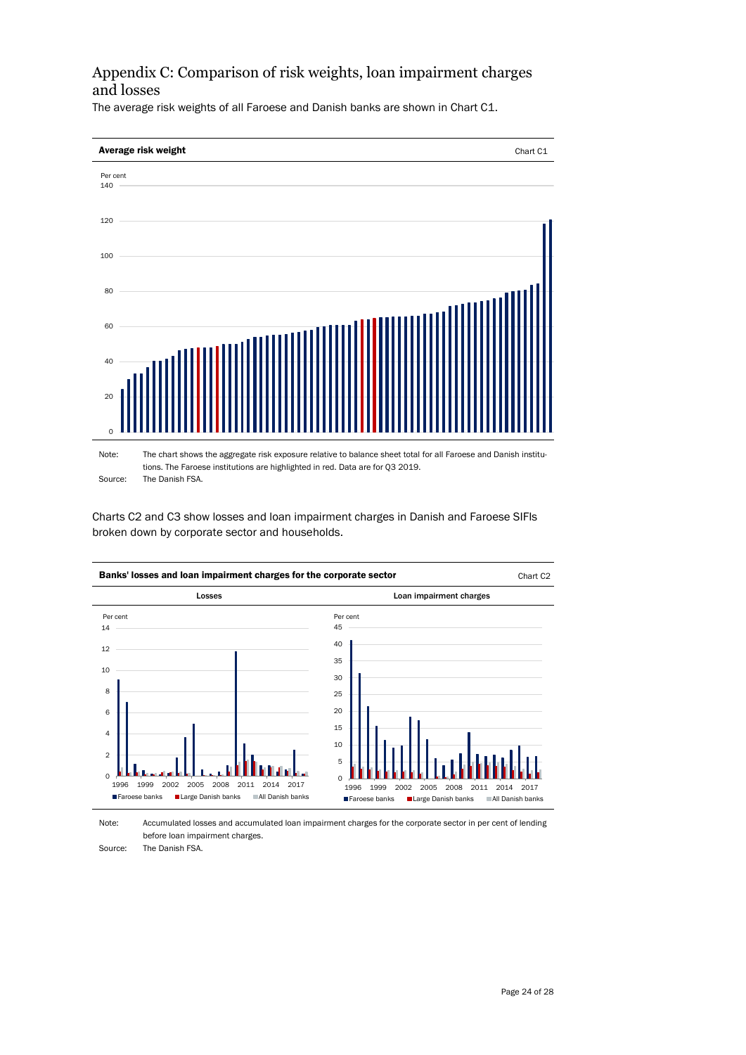# Appendix C: Comparison of risk weights, loan impairment charges and losses

The average risk weights of all Faroese and Danish banks are shown in Chart C1.

**Average risk weight** Chart C1

Note: The chart shows the aggregate risk exposure relative to balance sheet total for all Faroese and Danish institutions. The Faroese institutions are highlighted in red. Data are for Q3 2019.

Source: The Danish FSA.

Charts C2 and C3 show losses and loan impairment charges in Danish and Faroese SIFIs broken down by corporate sector and households.

**Banks' losses and loan impairment charges for the corporate sector** Chart C2

Note: Accumulated losses and accumulated loan impairment charges for the corporate sector in per cent of lending before loan impairment charges.

Source: The Danish FSA.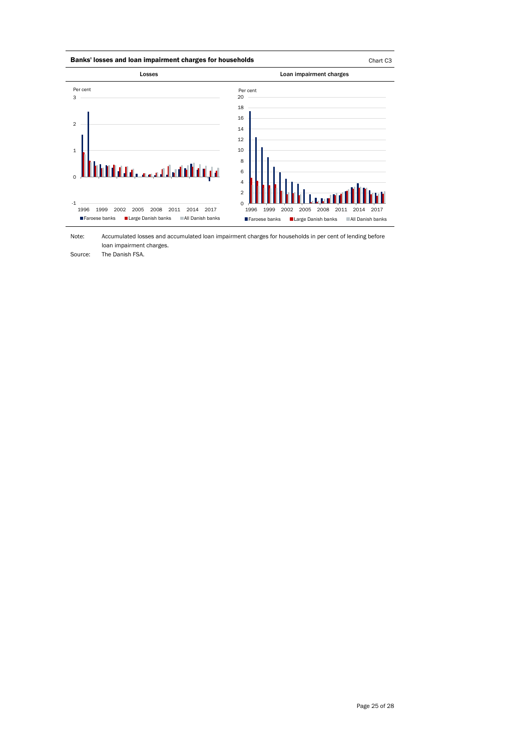**Banks' losses and loan impairment charges for households** Chart C3

Losses

Per cent

3

2

1

0

-1

1996 1999 2002 2005 2008 2011 2014 2017

■ Faroese banks ■ Large Danish banks ■ All Danish banks

Loan impairment charges

Per cent

20

18

16

14

12

10

8

6

4

2

0

1996 1999 2002 2005 2008 2011 2014 2017

■ Faroese banks ■ Large Danish banks ■ All Danish banks

Note: Accumulated losses and accumulated loan impairment charges for households in per cent of lending before loan impairment charges.

Source: The Danish FSA.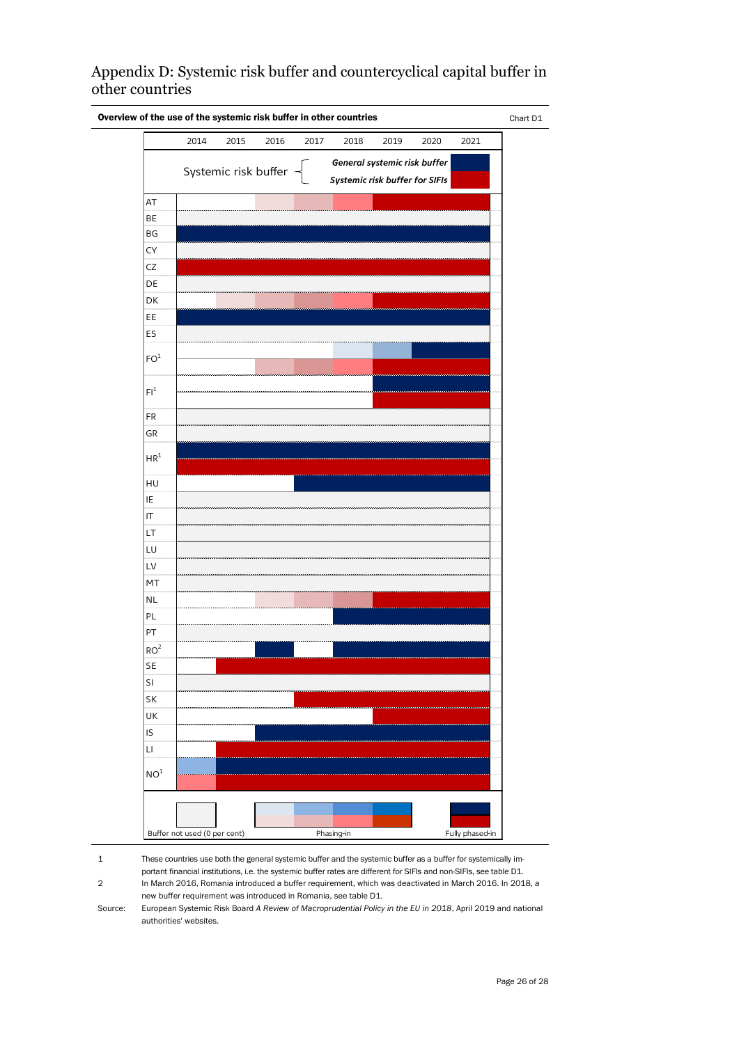# Appendix D: Systemic risk buffer and countercyclical capital buffer in other countries

**Overview of the use of the systemic risk buffer in other countries** Chart D1

| | 2014 | 2015 | 2016 | 2017 | 2018 | 2019 | 2020 | 2021 |
|---|---|---|---|---|---|---|---|---|
| AT | | | | | | | | |
| BE | | | | | | | | |
| BG | | | | | | | | |
| CY | | | | | | | | |
| CZ | | | | | | | | |
| DE | | | | | | | | |
| DK | | | | | | | | |
| EE | | | | | | | | |
| ES | | | | | | | | |
| FO[1] | | | | | | | | |
| FI[1] | | | | | | | | |
| FR | | | | | | | | |
| GR | | | | | | | | |
| HR[1] | | | | | | | | |
| HU | | | | | | | | |
| IE | | | | | | | | |
| IT | | | | | | | | |
| LT | | | | | | | | |
| LU | | | | | | | | |
| LV | | | | | | | | |
| MT | | | | | | | | |
| NL | | | | | | | | |
| PL | | | | | | | | |
| PT | | | | | | | | |
| RO[2] | | | | | | | | |
| SE | | | | | | | | |
| SI | | | | | | | | |
| SK | | | | | | | | |
| UK | | | | | | | | |
| IS | | | | | | | | |
| LI | | | | | | | | |
| NO[1] | | | | | | | | |

Systemic risk buffer: *General systemic risk buffer*; *Systemic risk buffer for SIFIs*

Buffer not used (0 per cent) | Phasing-in | Fully phased-in

1 These countries use both the general systemic buffer and the systemic buffer as a buffer for systemically important financial institutions, i.e. the systemic buffer rates are different for SIFIs and non-SIFIs, see table D1.

2 In March 2016, Romania introduced a buffer requirement, which was deactivated in March 2016. In 2018, a new buffer requirement was introduced in Romania, see table D1.

Source: European Systemic Risk Board *A Review of Macroprudential Policy in the EU in 2018*, April 2019 and national authorities' websites.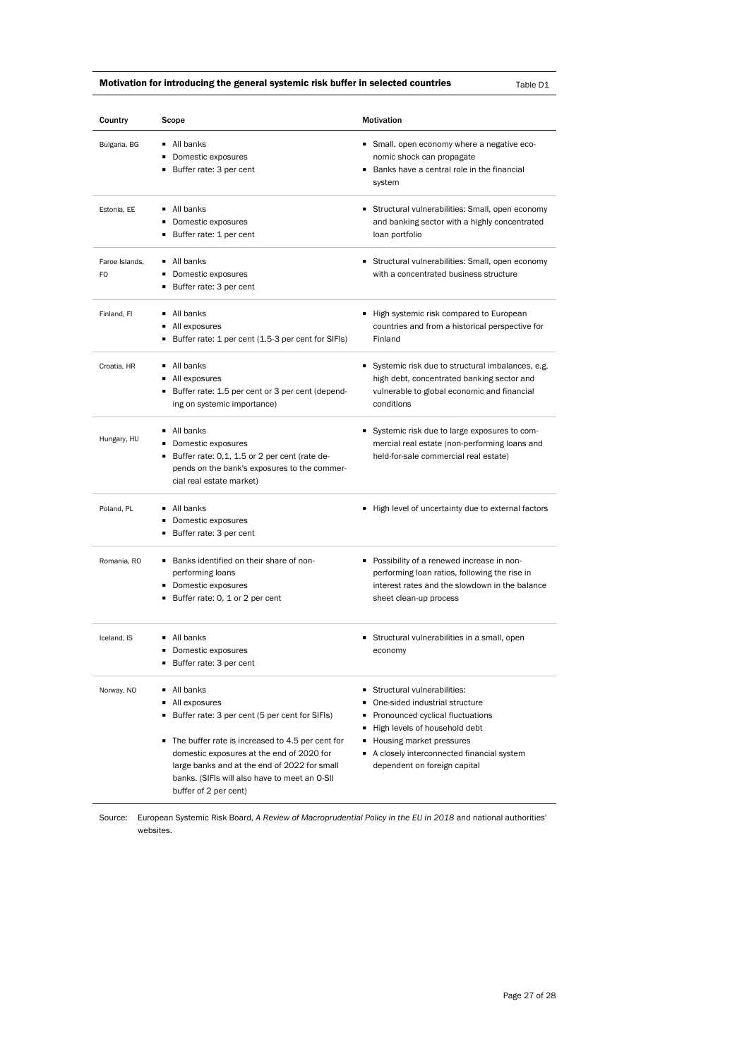**Motivation for introducing the general systemic risk buffer in selected countries** Table D1

| Country | Scope | Motivation |
|---|---|---|
| Bulgaria, BG | ▪ All banks<br>▪ Domestic exposures<br>▪ Buffer rate: 3 per cent | ▪ Small, open economy where a negative economic shock can propagate<br>▪ Banks have a central role in the financial system |
| Estonia, EE | ▪ All banks<br>▪ Domestic exposures<br>▪ Buffer rate: 1 per cent | ▪ Structural vulnerabilities: Small, open economy and banking sector with a highly concentrated loan portfolio |
| Faroe Islands, FO | ▪ All banks<br>▪ Domestic exposures<br>▪ Buffer rate: 3 per cent | ▪ Structural vulnerabilities: Small, open economy with a concentrated business structure |
| Finland, FI | ▪ All banks<br>▪ All exposures<br>▪ Buffer rate: 1 per cent (1.5-3 per cent for SIFIs) | ▪ High systemic risk compared to European countries and from a historical perspective for Finland |
| Croatia, HR | ▪ All banks<br>▪ All exposures<br>▪ Buffer rate: 1.5 per cent or 3 per cent (depending on systemic importance) | ▪ Systemic risk due to structural imbalances, e.g. high debt, concentrated banking sector and vulnerable to global economic and financial conditions |
| Hungary, HU | ▪ All banks<br>▪ Domestic exposures<br>▪ Buffer rate: 0,1, 1.5 or 2 per cent (rate depends on the bank's exposures to the commercial real estate market) | ▪ Systemic risk due to large exposures to commercial real estate (non-performing loans and held-for-sale commercial real estate) |
| Poland, PL | ▪ All banks<br>▪ Domestic exposures<br>▪ Buffer rate: 3 per cent | ▪ High level of uncertainty due to external factors |
| Romania, RO | ▪ Banks identified on their share of non-performing loans<br>▪ Domestic exposures<br>▪ Buffer rate: 0, 1 or 2 per cent | ▪ Possibility of a renewed increase in non-performing loan ratios, following the rise in interest rates and the slowdown in the balance sheet clean-up process |
| Iceland, IS | ▪ All banks<br>▪ Domestic exposures<br>▪ Buffer rate: 3 per cent | ▪ Structural vulnerabilities in a small, open economy |
| Norway, NO | ▪ All banks<br>▪ All exposures<br>▪ Buffer rate: 3 per cent (5 per cent for SIFIs)<br>▪ The buffer rate is increased to 4.5 per cent for domestic exposures at the end of 2020 for large banks and at the end of 2022 for small banks. (SIFIs will also have to meet an O-SII buffer of 2 per cent) | ▪ Structural vulnerabilities:<br>▪ One-sided industrial structure<br>▪ Pronounced cyclical fluctuations<br>▪ High levels of household debt<br>▪ Housing market pressures<br>▪ A closely interconnected financial system dependent on foreign capital |

Source: European Systemic Risk Board, *A Review of Macroprudential Policy in the EU in 2018* and national authorities' websites.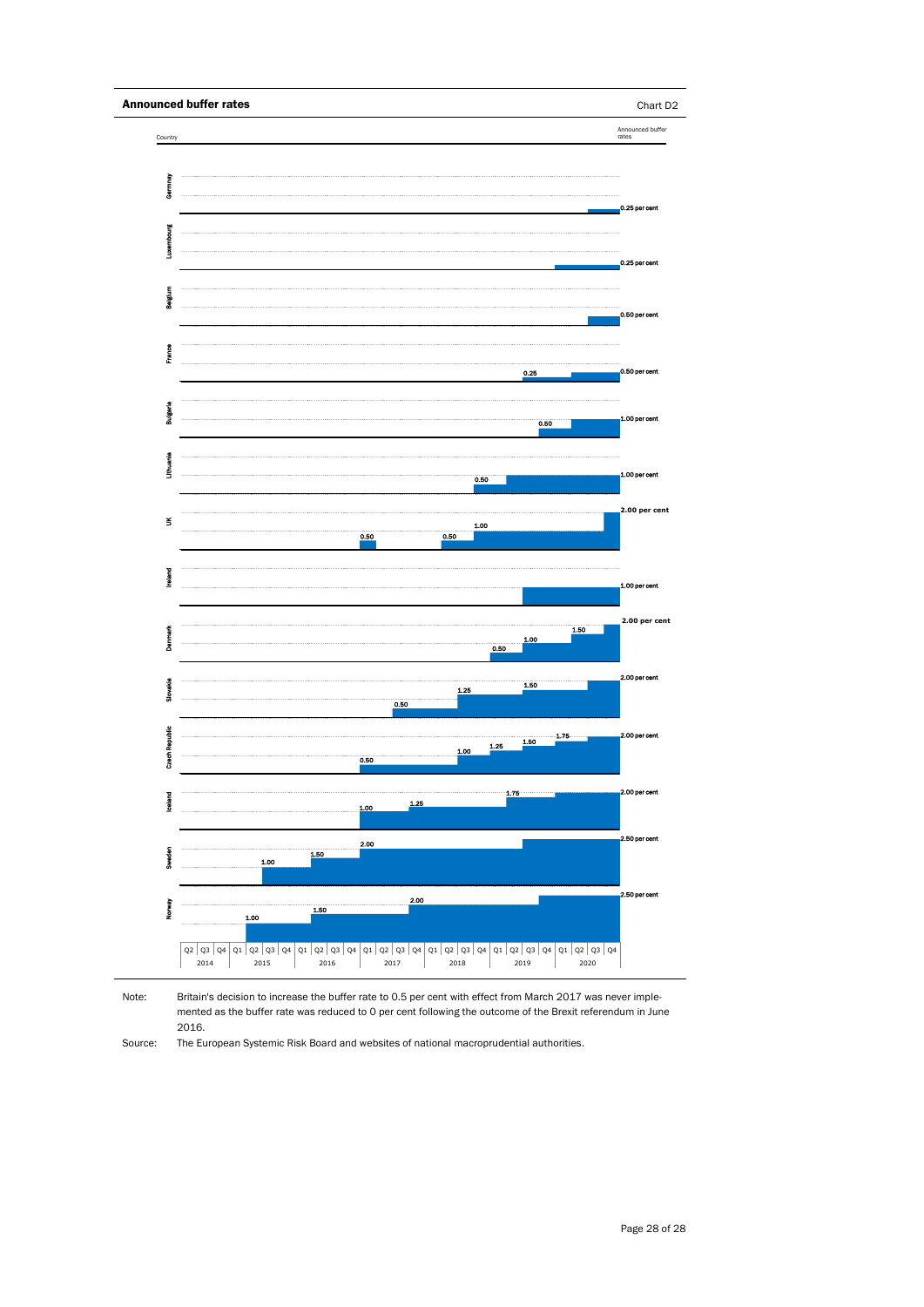**Announced buffer rates** Chart D2

Country

Announced buffer rates

Germany 0.25 per cent

Luxembourg 0.25 per cent

Belgium 0.50 per cent

France 0.25 0.50 per cent

Bulgaria 0.50 1.00 per cent

Lithuania 0.50 1.00 per cent

UK 0.50 0.50 1.00 2.00 per cent

Ireland 1.00 per cent

Denmark 0.50 1.00 1.50 2.00 per cent

Slovakia 0.50 1.25 1.50 2.00 per cent

Czech Republic 0.50 1.00 1.25 1.50 1.75 2.00 per cent

Iceland 1.00 1.25 1.75 2.00 per cent

Sweden 1.00 1.50 2.00 2.50 per cent

Norway 1.00 1.50 2.00 2.50 per cent

Q2 Q3 Q4 Q1 Q2 Q3 Q4 Q1 Q2 Q3 Q4 Q1 Q2 Q3 Q4 Q1 Q2 Q3 Q4 Q1 Q2 Q3 Q4 Q1 Q2 Q3 Q4

2014 2015 2016 2017 2018 2019 2020

Note: Britain's decision to increase the buffer rate to 0.5 per cent with effect from March 2017 was never implemented as the buffer rate was reduced to 0 per cent following the outcome of the Brexit referendum in June 2016.

Source: The European Systemic Risk Board and websites of national macroprudential authorities.